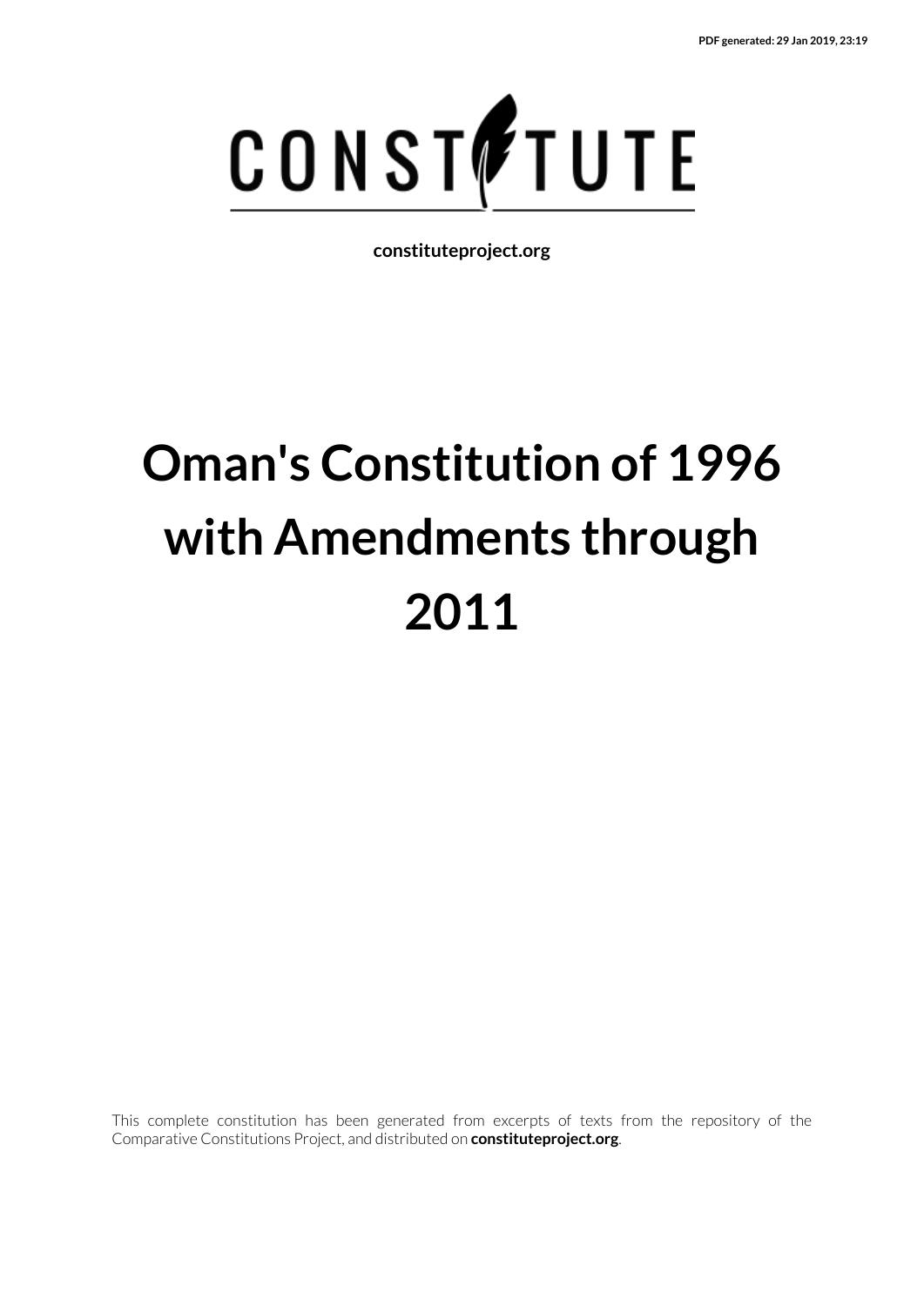PDF generated: 29 Jan 2019, 23:19

CONSTITUTE

constituteproject.org

# Oman's Constitution of 1996 with Amendments through 2011

This complete constitution has been generated from excerpts of texts from the repository of the Comparative Constitutions Project, and distributed on **constituteproject.org**.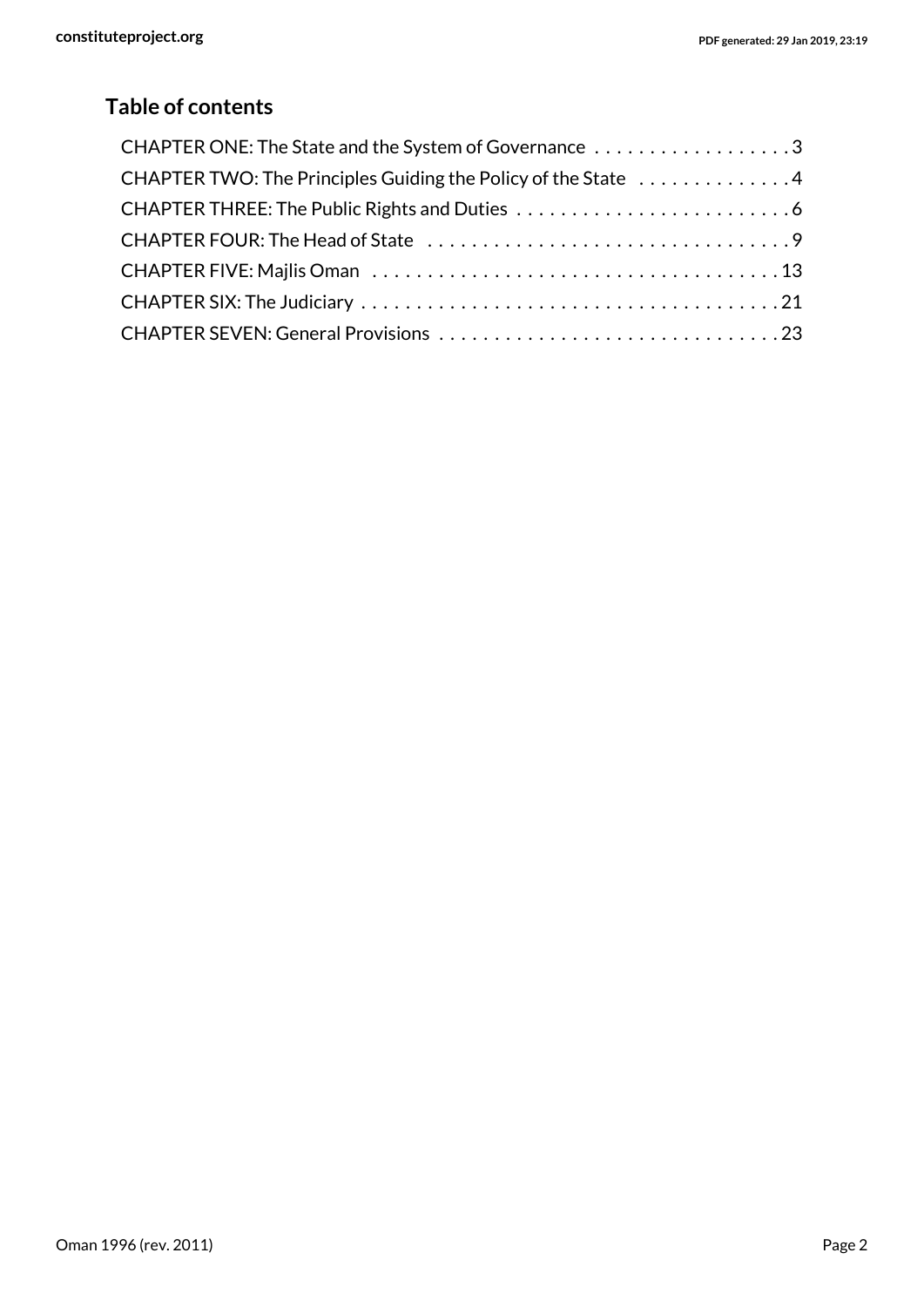## Table of contents

- CHAPTER ONE: The State and the System of Governance . . . . . . . . . . . . . . . . . . 3
- CHAPTER TWO: The Principles Guiding the Policy of the State . . . . . . . . . . . . . 4
- CHAPTER THREE: The Public Rights and Duties . . . . . . . . . . . . . . . . . . . . . . . . . 6
- CHAPTER FOUR: The Head of State . . . . . . . . . . . . . . . . . . . . . . . . . . . . . . . . . 9
- CHAPTER FIVE: Majlis Oman . . . . . . . . . . . . . . . . . . . . . . . . . . . . . . . . . . . . . 13
- CHAPTER SIX: The Judiciary . . . . . . . . . . . . . . . . . . . . . . . . . . . . . . . . . . . . . . 21
- CHAPTER SEVEN: General Provisions . . . . . . . . . . . . . . . . . . . . . . . . . . . . . . . 23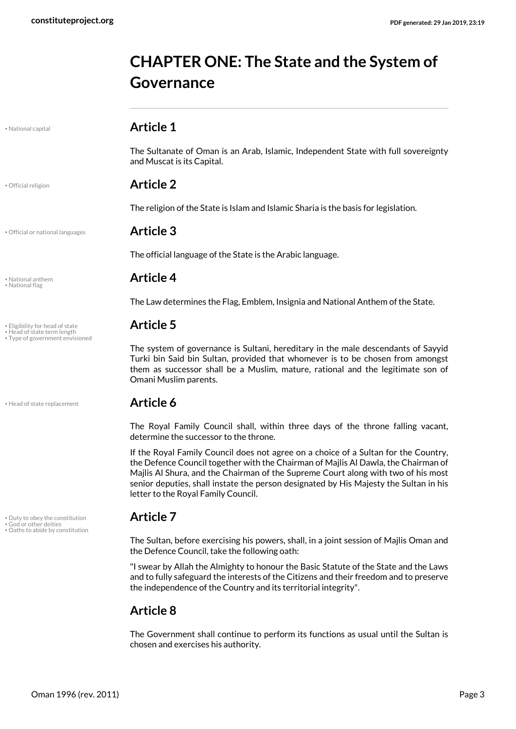# CHAPTER ONE: The State and the System of Governance

• National capital

## Article 1

The Sultanate of Oman is an Arab, Islamic, Independent State with full sovereignty and Muscat is its Capital.

• Official religion

## Article 2

The religion of the State is Islam and Islamic Sharia is the basis for legislation.

• Official or national languages

## Article 3

The official language of the State is the Arabic language.

• National anthem
• National flag

## Article 4

The Law determines the Flag, Emblem, Insignia and National Anthem of the State.

• Eligibility for head of state
• Head of state term length
• Type of government envisioned

## Article 5

The system of governance is Sultani, hereditary in the male descendants of Sayyid Turki bin Said bin Sultan, provided that whomever is to be chosen from amongst them as successor shall be a Muslim, mature, rational and the legitimate son of Omani Muslim parents.

• Head of state replacement

## Article 6

The Royal Family Council shall, within three days of the throne falling vacant, determine the successor to the throne.

If the Royal Family Council does not agree on a choice of a Sultan for the Country, the Defence Council together with the Chairman of Majlis Al Dawla, the Chairman of Majlis Al Shura, and the Chairman of the Supreme Court along with two of his most senior deputies, shall instate the person designated by His Majesty the Sultan in his letter to the Royal Family Council.

• Duty to obey the constitution
• God or other deities
• Oaths to abide by constitution

## Article 7

The Sultan, before exercising his powers, shall, in a joint session of Majlis Oman and the Defence Council, take the following oath:

"I swear by Allah the Almighty to honour the Basic Statute of the State and the Laws and to fully safeguard the interests of the Citizens and their freedom and to preserve the independence of the Country and its territorial integrity".

## Article 8

The Government shall continue to perform its functions as usual until the Sultan is chosen and exercises his authority.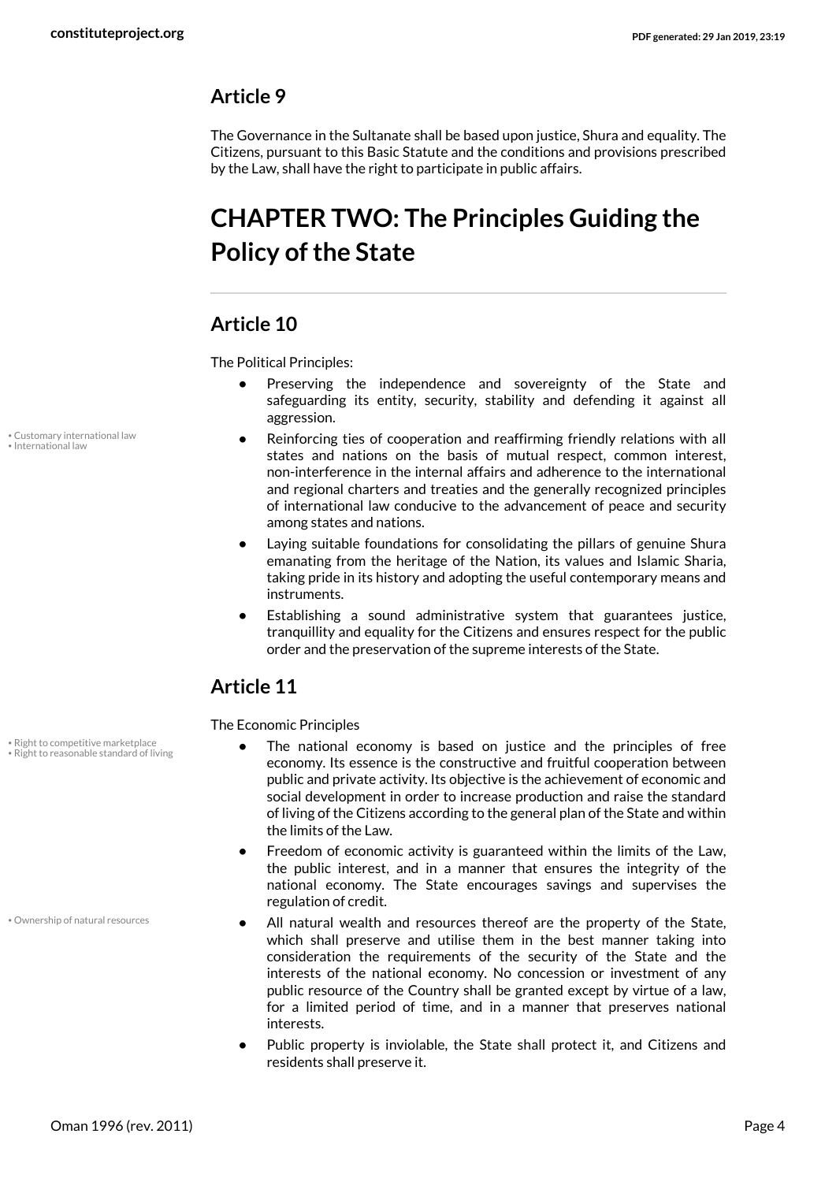## Article 9

The Governance in the Sultanate shall be based upon justice, Shura and equality. The Citizens, pursuant to this Basic Statute and the conditions and provisions prescribed by the Law, shall have the right to participate in public affairs.

# CHAPTER TWO: The Principles Guiding the Policy of the State

## Article 10

The Political Principles:

- Preserving the independence and sovereignty of the State and safeguarding its entity, security, stability and defending it against all aggression.
- Reinforcing ties of cooperation and reaffirming friendly relations with all states and nations on the basis of mutual respect, common interest, non-interference in the internal affairs and adherence to the international and regional charters and treaties and the generally recognized principles of international law conducive to the advancement of peace and security among states and nations.
- Laying suitable foundations for consolidating the pillars of genuine Shura emanating from the heritage of the Nation, its values and Islamic Sharia, taking pride in its history and adopting the useful contemporary means and instruments.
- Establishing a sound administrative system that guarantees justice, tranquillity and equality for the Citizens and ensures respect for the public order and the preservation of the supreme interests of the State.

## Article 11

The Economic Principles

- The national economy is based on justice and the principles of free economy. Its essence is the constructive and fruitful cooperation between public and private activity. Its objective is the achievement of economic and social development in order to increase production and raise the standard of living of the Citizens according to the general plan of the State and within the limits of the Law.
- Freedom of economic activity is guaranteed within the limits of the Law, the public interest, and in a manner that ensures the integrity of the national economy. The State encourages savings and supervises the regulation of credit.
- All natural wealth and resources thereof are the property of the State, which shall preserve and utilise them in the best manner taking into consideration the requirements of the security of the State and the interests of the national economy. No concession or investment of any public resource of the Country shall be granted except by virtue of a law, for a limited period of time, and in a manner that preserves national interests.
- Public property is inviolable, the State shall protect it, and Citizens and residents shall preserve it.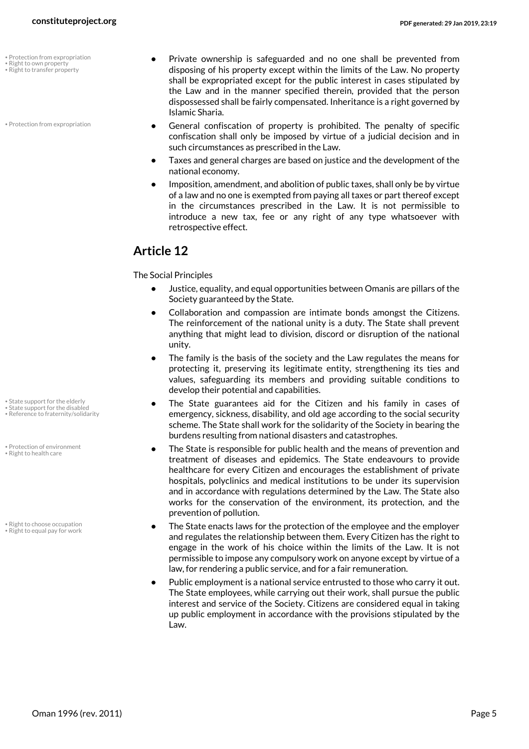- Private ownership is safeguarded and no one shall be prevented from disposing of his property except within the limits of the Law. No property shall be expropriated except for the public interest in cases stipulated by the Law and in the manner specified therein, provided that the person dispossessed shall be fairly compensated. Inheritance is a right governed by Islamic Sharia.
- General confiscation of property is prohibited. The penalty of specific confiscation shall only be imposed by virtue of a judicial decision and in such circumstances as prescribed in the Law.
- Taxes and general charges are based on justice and the development of the national economy.
- Imposition, amendment, and abolition of public taxes, shall only be by virtue of a law and no one is exempted from paying all taxes or part thereof except in the circumstances prescribed in the Law. It is not permissible to introduce a new tax, fee or any right of any type whatsoever with retrospective effect.

## Article 12

The Social Principles

- Justice, equality, and equal opportunities between Omanis are pillars of the Society guaranteed by the State.
- Collaboration and compassion are intimate bonds amongst the Citizens. The reinforcement of the national unity is a duty. The State shall prevent anything that might lead to division, discord or disruption of the national unity.
- The family is the basis of the society and the Law regulates the means for protecting it, preserving its legitimate entity, strengthening its ties and values, safeguarding its members and providing suitable conditions to develop their potential and capabilities.
- The State guarantees aid for the Citizen and his family in cases of emergency, sickness, disability, and old age according to the social security scheme. The State shall work for the solidarity of the Society in bearing the burdens resulting from national disasters and catastrophes.
- The State is responsible for public health and the means of prevention and treatment of diseases and epidemics. The State endeavours to provide healthcare for every Citizen and encourages the establishment of private hospitals, polyclinics and medical institutions to be under its supervision and in accordance with regulations determined by the Law. The State also works for the conservation of the environment, its protection, and the prevention of pollution.
- The State enacts laws for the protection of the employee and the employer and regulates the relationship between them. Every Citizen has the right to engage in the work of his choice within the limits of the Law. It is not permissible to impose any compulsory work on anyone except by virtue of a law, for rendering a public service, and for a fair remuneration.
- Public employment is a national service entrusted to those who carry it out. The State employees, while carrying out their work, shall pursue the public interest and service of the Society. Citizens are considered equal in taking up public employment in accordance with the provisions stipulated by the Law.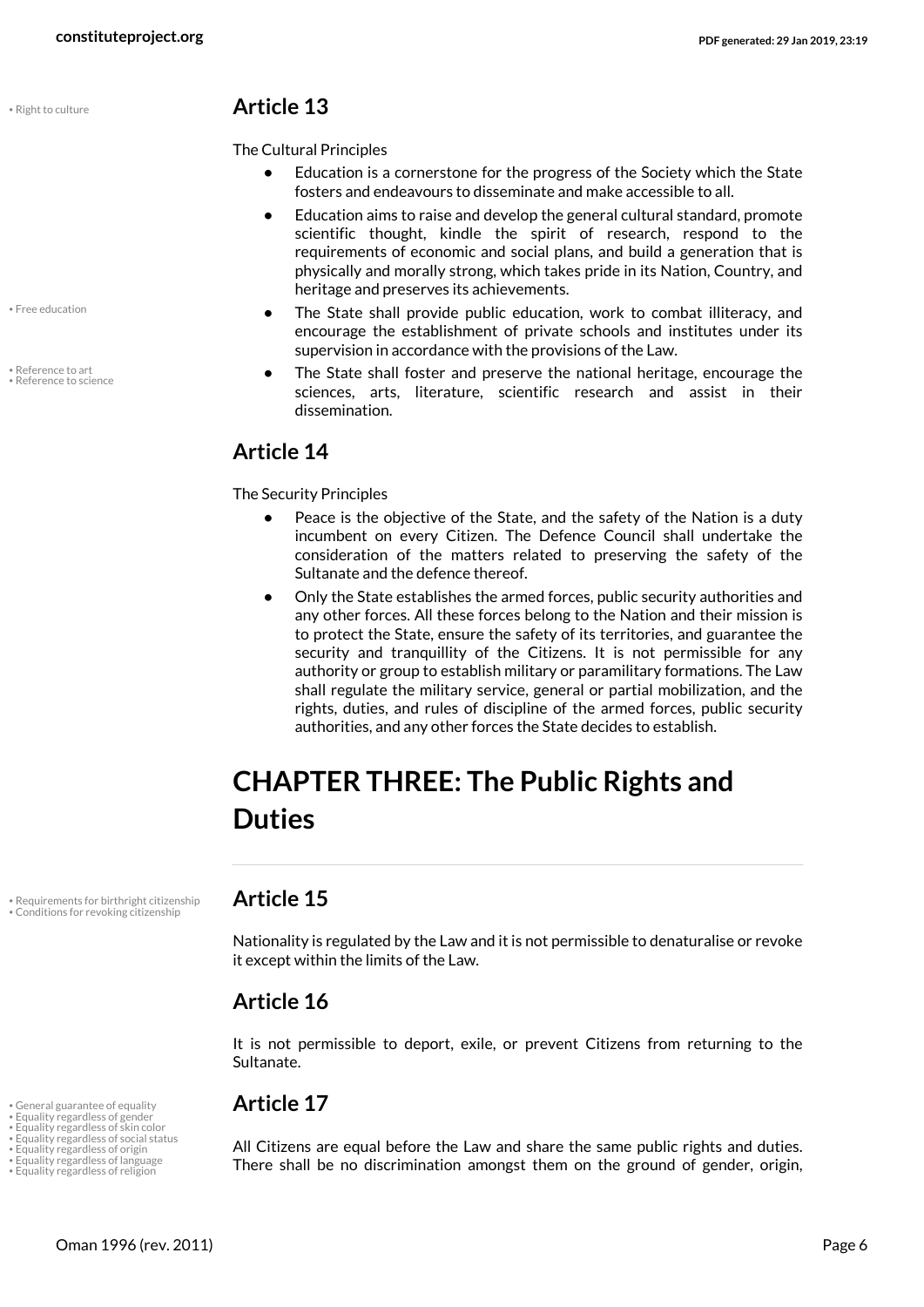• Right to culture

## Article 13

The Cultural Principles

- Education is a cornerstone for the progress of the Society which the State fosters and endeavours to disseminate and make accessible to all.
- Education aims to raise and develop the general cultural standard, promote scientific thought, kindle the spirit of research, respond to the requirements of economic and social plans, and build a generation that is physically and morally strong, which takes pride in its Nation, Country, and heritage and preserves its achievements.
- The State shall provide public education, work to combat illiteracy, and encourage the establishment of private schools and institutes under its supervision in accordance with the provisions of the Law.
- The State shall foster and preserve the national heritage, encourage the sciences, arts, literature, scientific research and assist in their dissemination.

• Free education

• Reference to art
• Reference to science

## Article 14

The Security Principles

- Peace is the objective of the State, and the safety of the Nation is a duty incumbent on every Citizen. The Defence Council shall undertake the consideration of the matters related to preserving the safety of the Sultanate and the defence thereof.
- Only the State establishes the armed forces, public security authorities and any other forces. All these forces belong to the Nation and their mission is to protect the State, ensure the safety of its territories, and guarantee the security and tranquillity of the Citizens. It is not permissible for any authority or group to establish military or paramilitary formations. The Law shall regulate the military service, general or partial mobilization, and the rights, duties, and rules of discipline of the armed forces, public security authorities, and any other forces the State decides to establish.

# CHAPTER THREE: The Public Rights and Duties

• Requirements for birthright citizenship
• Conditions for revoking citizenship

## Article 15

Nationality is regulated by the Law and it is not permissible to denaturalise or revoke it except within the limits of the Law.

## Article 16

It is not permissible to deport, exile, or prevent Citizens from returning to the Sultanate.

• General guarantee of equality
• Equality regardless of gender
• Equality regardless of skin color
• Equality regardless of social status
• Equality regardless of origin
• Equality regardless of language
• Equality regardless of religion

## Article 17

All Citizens are equal before the Law and share the same public rights and duties. There shall be no discrimination amongst them on the ground of gender, origin,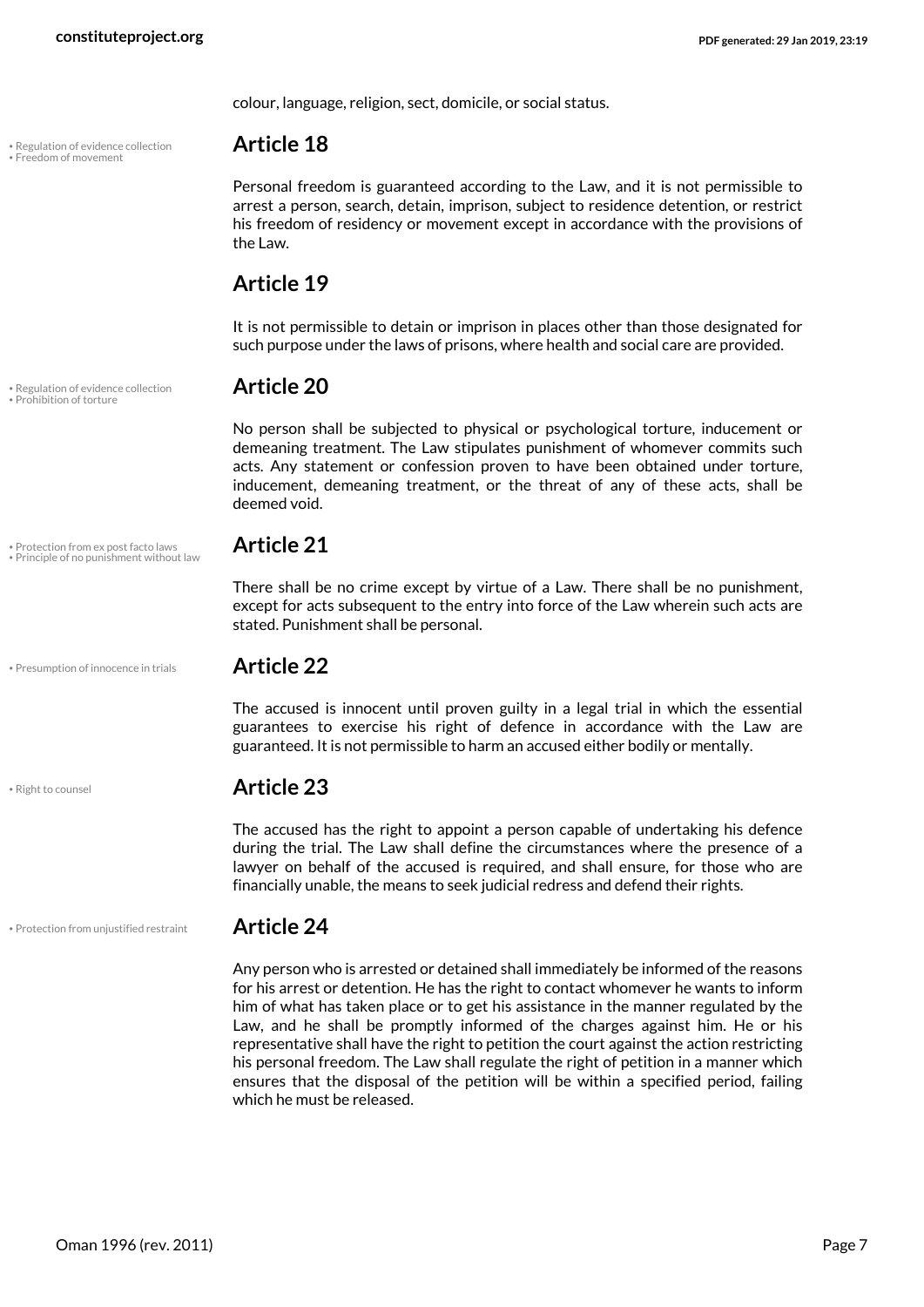colour, language, religion, sect, domicile, or social status.

• Regulation of evidence collection
• Freedom of movement

## Article 18

Personal freedom is guaranteed according to the Law, and it is not permissible to arrest a person, search, detain, imprison, subject to residence detention, or restrict his freedom of residency or movement except in accordance with the provisions of the Law.

## Article 19

It is not permissible to detain or imprison in places other than those designated for such purpose under the laws of prisons, where health and social care are provided.

• Regulation of evidence collection
• Prohibition of torture

## Article 20

No person shall be subjected to physical or psychological torture, inducement or demeaning treatment. The Law stipulates punishment of whomever commits such acts. Any statement or confession proven to have been obtained under torture, inducement, demeaning treatment, or the threat of any of these acts, shall be deemed void.

• Protection from ex post facto laws
• Principle of no punishment without law

## Article 21

There shall be no crime except by virtue of a Law. There shall be no punishment, except for acts subsequent to the entry into force of the Law wherein such acts are stated. Punishment shall be personal.

• Presumption of innocence in trials

## Article 22

The accused is innocent until proven guilty in a legal trial in which the essential guarantees to exercise his right of defence in accordance with the Law are guaranteed. It is not permissible to harm an accused either bodily or mentally.

• Right to counsel

## Article 23

The accused has the right to appoint a person capable of undertaking his defence during the trial. The Law shall define the circumstances where the presence of a lawyer on behalf of the accused is required, and shall ensure, for those who are financially unable, the means to seek judicial redress and defend their rights.

• Protection from unjustified restraint

## Article 24

Any person who is arrested or detained shall immediately be informed of the reasons for his arrest or detention. He has the right to contact whomever he wants to inform him of what has taken place or to get his assistance in the manner regulated by the Law, and he shall be promptly informed of the charges against him. He or his representative shall have the right to petition the court against the action restricting his personal freedom. The Law shall regulate the right of petition in a manner which ensures that the disposal of the petition will be within a specified period, failing which he must be released.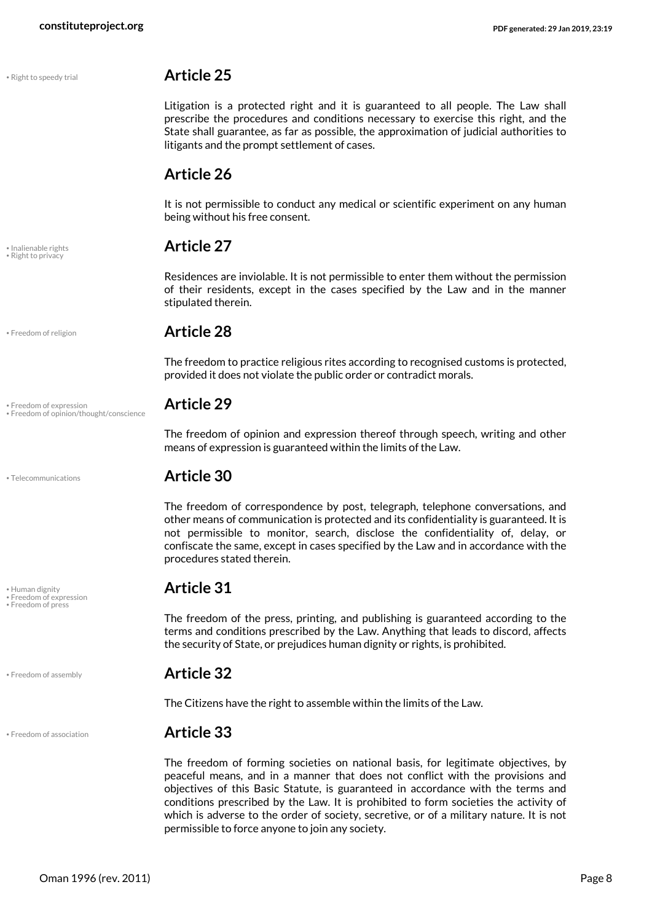• Right to speedy trial

## Article 25

Litigation is a protected right and it is guaranteed to all people. The Law shall prescribe the procedures and conditions necessary to exercise this right, and the State shall guarantee, as far as possible, the approximation of judicial authorities to litigants and the prompt settlement of cases.

## Article 26

It is not permissible to conduct any medical or scientific experiment on any human being without his free consent.

• Inalienable rights
• Right to privacy

## Article 27

Residences are inviolable. It is not permissible to enter them without the permission of their residents, except in the cases specified by the Law and in the manner stipulated therein.

• Freedom of religion

## Article 28

The freedom to practice religious rites according to recognised customs is protected, provided it does not violate the public order or contradict morals.

• Freedom of expression
• Freedom of opinion/thought/conscience

## Article 29

The freedom of opinion and expression thereof through speech, writing and other means of expression is guaranteed within the limits of the Law.

• Telecommunications

## Article 30

The freedom of correspondence by post, telegraph, telephone conversations, and other means of communication is protected and its confidentiality is guaranteed. It is not permissible to monitor, search, disclose the confidentiality of, delay, or confiscate the same, except in cases specified by the Law and in accordance with the procedures stated therein.

• Human dignity
• Freedom of expression
• Freedom of press

## Article 31

The freedom of the press, printing, and publishing is guaranteed according to the terms and conditions prescribed by the Law. Anything that leads to discord, affects the security of State, or prejudices human dignity or rights, is prohibited.

• Freedom of assembly

## Article 32

The Citizens have the right to assemble within the limits of the Law.

• Freedom of association

## Article 33

The freedom of forming societies on national basis, for legitimate objectives, by peaceful means, and in a manner that does not conflict with the provisions and objectives of this Basic Statute, is guaranteed in accordance with the terms and conditions prescribed by the Law. It is prohibited to form societies the activity of which is adverse to the order of society, secretive, or of a military nature. It is not permissible to force anyone to join any society.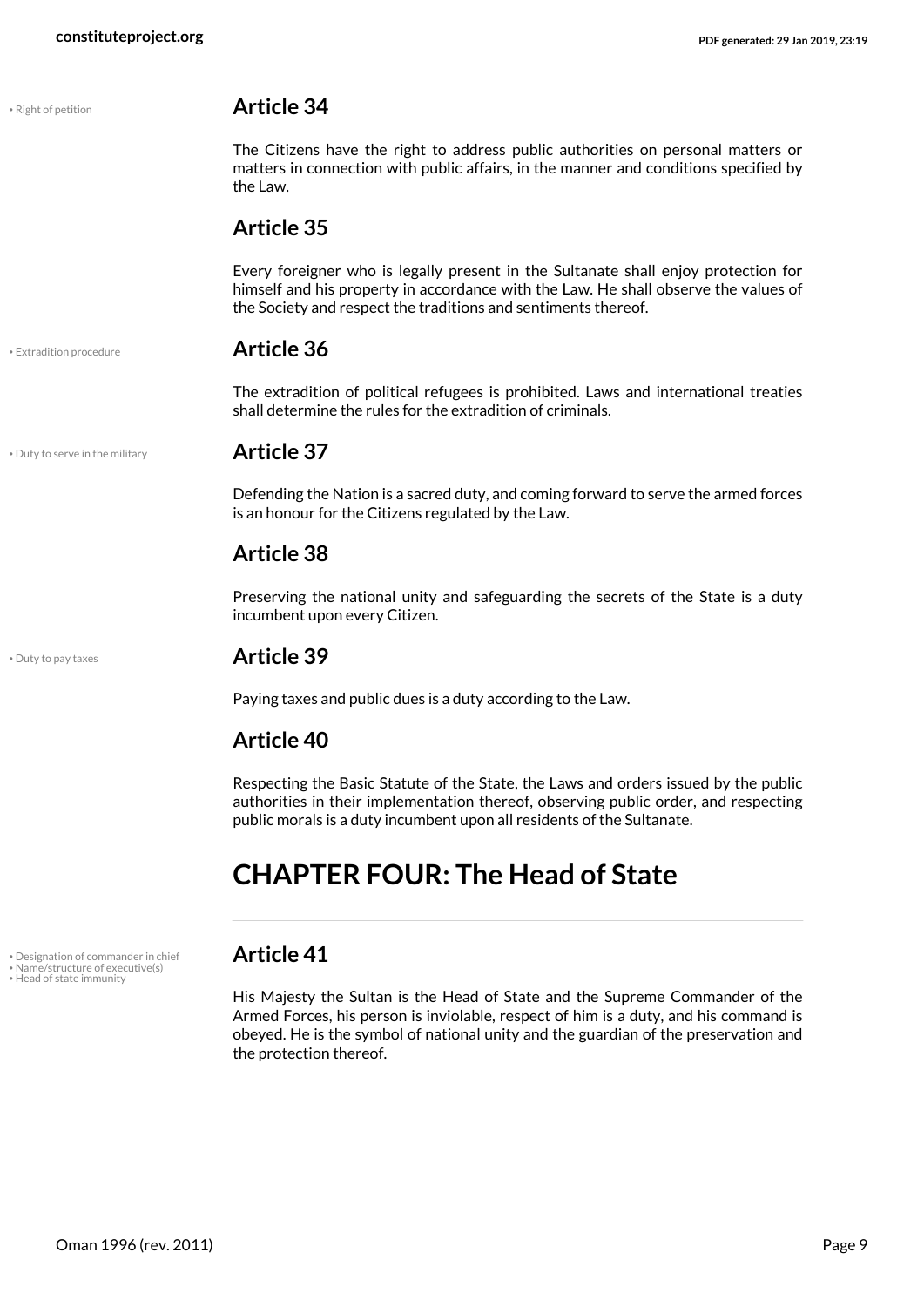• Right of petition

## Article 34

The Citizens have the right to address public authorities on personal matters or matters in connection with public affairs, in the manner and conditions specified by the Law.

## Article 35

Every foreigner who is legally present in the Sultanate shall enjoy protection for himself and his property in accordance with the Law. He shall observe the values of the Society and respect the traditions and sentiments thereof.

• Extradition procedure

## Article 36

The extradition of political refugees is prohibited. Laws and international treaties shall determine the rules for the extradition of criminals.

• Duty to serve in the military

## Article 37

Defending the Nation is a sacred duty, and coming forward to serve the armed forces is an honour for the Citizens regulated by the Law.

## Article 38

Preserving the national unity and safeguarding the secrets of the State is a duty incumbent upon every Citizen.

• Duty to pay taxes

## Article 39

Paying taxes and public dues is a duty according to the Law.

## Article 40

Respecting the Basic Statute of the State, the Laws and orders issued by the public authorities in their implementation thereof, observing public order, and respecting public morals is a duty incumbent upon all residents of the Sultanate.

# CHAPTER FOUR: The Head of State

• Designation of commander in chief
• Name/structure of executive(s)
• Head of state immunity

## Article 41

His Majesty the Sultan is the Head of State and the Supreme Commander of the Armed Forces, his person is inviolable, respect of him is a duty, and his command is obeyed. He is the symbol of national unity and the guardian of the preservation and the protection thereof.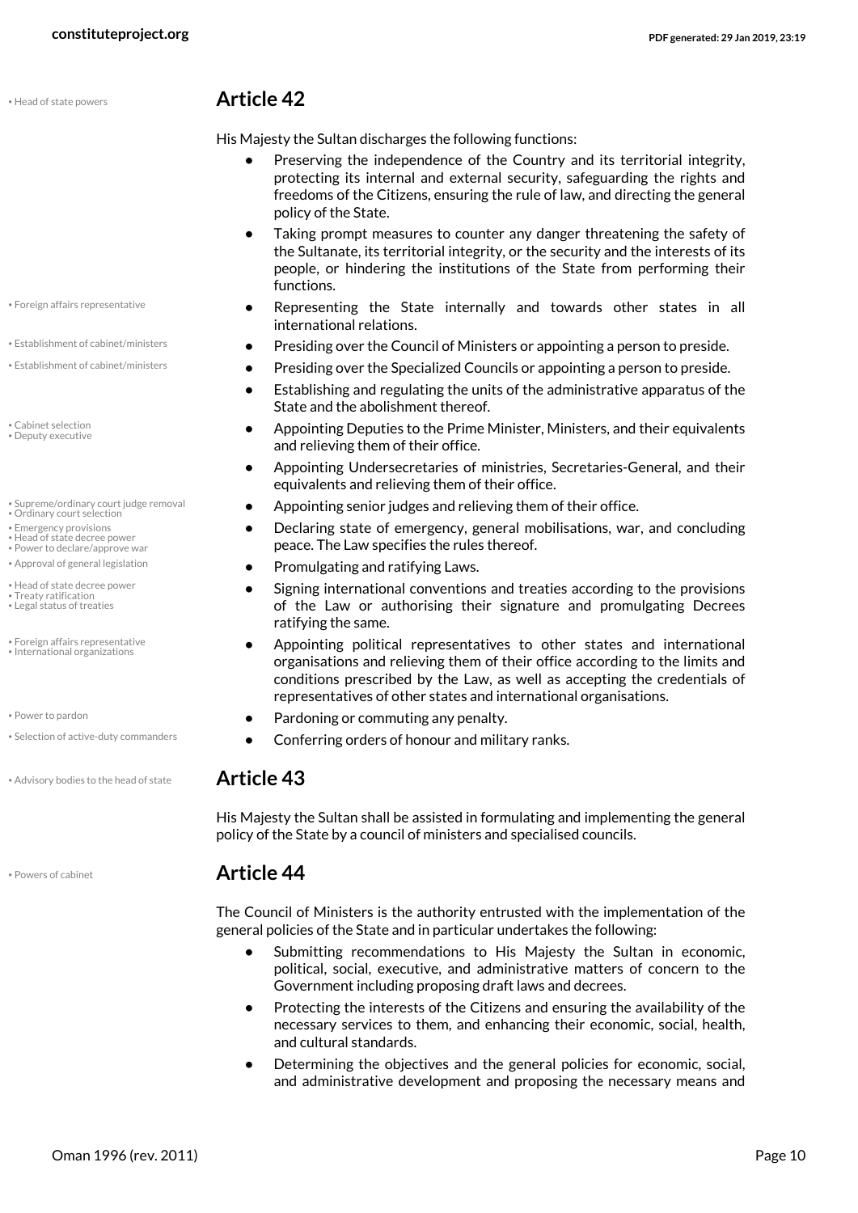## Article 42

His Majesty the Sultan discharges the following functions:

- Preserving the independence of the Country and its territorial integrity, protecting its internal and external security, safeguarding the rights and freedoms of the Citizens, ensuring the rule of law, and directing the general policy of the State.
- Taking prompt measures to counter any danger threatening the safety of the Sultanate, its territorial integrity, or the security and the interests of its people, or hindering the institutions of the State from performing their functions.
- Representing the State internally and towards other states in all international relations.
- Presiding over the Council of Ministers or appointing a person to preside.
- Presiding over the Specialized Councils or appointing a person to preside.
- Establishing and regulating the units of the administrative apparatus of the State and the abolishment thereof.
- Appointing Deputies to the Prime Minister, Ministers, and their equivalents and relieving them of their office.
- Appointing Undersecretaries of ministries, Secretaries-General, and their equivalents and relieving them of their office.
- Appointing senior judges and relieving them of their office.
- Declaring state of emergency, general mobilisations, war, and concluding peace. The Law specifies the rules thereof.
- Promulgating and ratifying Laws.
- Signing international conventions and treaties according to the provisions of the Law or authorising their signature and promulgating Decrees ratifying the same.
- Appointing political representatives to other states and international organisations and relieving them of their office according to the limits and conditions prescribed by the Law, as well as accepting the credentials of representatives of other states and international organisations.
- Pardoning or commuting any penalty.
- Conferring orders of honour and military ranks.

## Article 43

His Majesty the Sultan shall be assisted in formulating and implementing the general policy of the State by a council of ministers and specialised councils.

## Article 44

The Council of Ministers is the authority entrusted with the implementation of the general policies of the State and in particular undertakes the following:

- Submitting recommendations to His Majesty the Sultan in economic, political, social, executive, and administrative matters of concern to the Government including proposing draft laws and decrees.
- Protecting the interests of the Citizens and ensuring the availability of the necessary services to them, and enhancing their economic, social, health, and cultural standards.
- Determining the objectives and the general policies for economic, social, and administrative development and proposing the necessary means and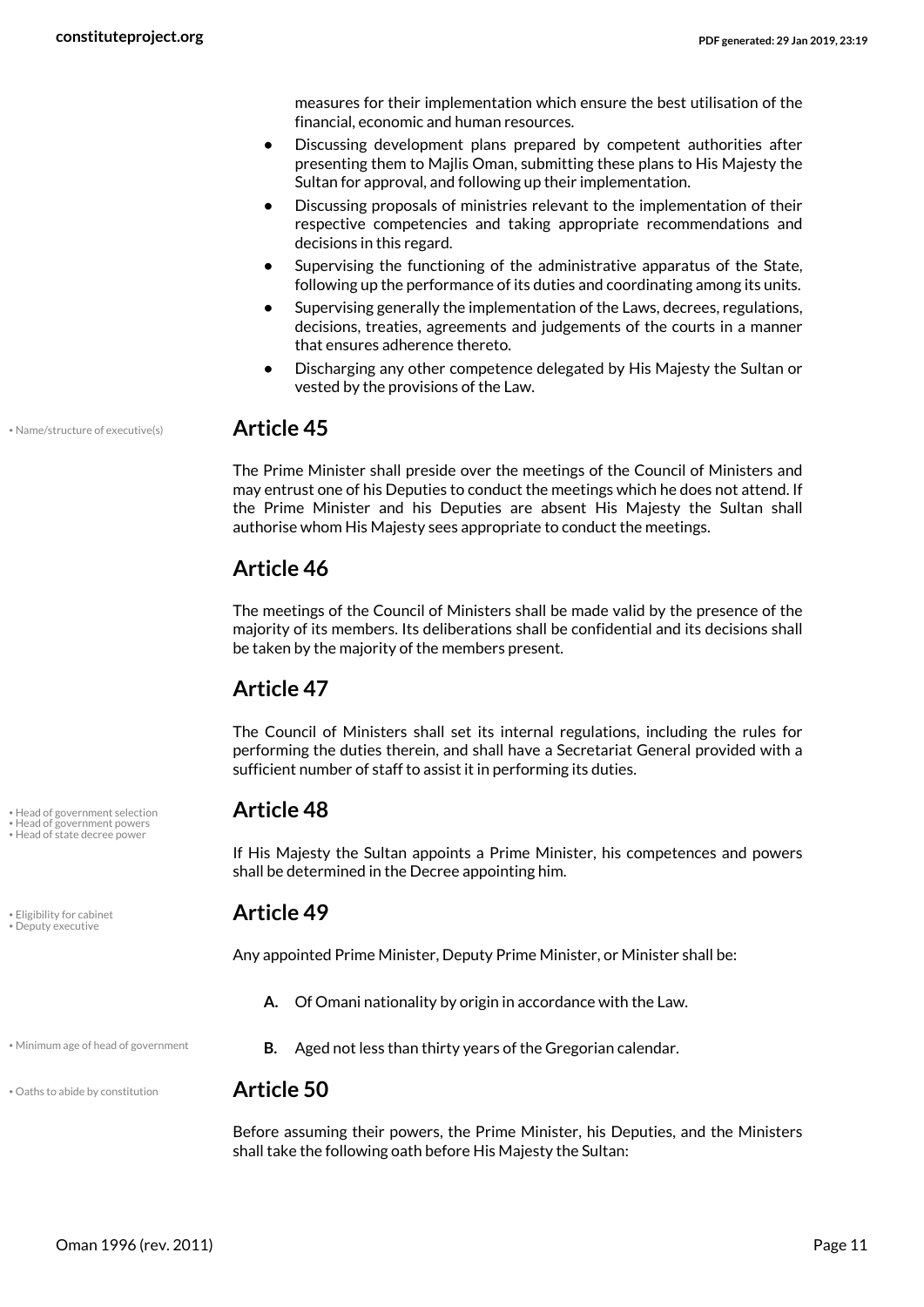measures for their implementation which ensure the best utilisation of the financial, economic and human resources.

- Discussing development plans prepared by competent authorities after presenting them to Majlis Oman, submitting these plans to His Majesty the Sultan for approval, and following up their implementation.
- Discussing proposals of ministries relevant to the implementation of their respective competencies and taking appropriate recommendations and decisions in this regard.
- Supervising the functioning of the administrative apparatus of the State, following up the performance of its duties and coordinating among its units.
- Supervising generally the implementation of the Laws, decrees, regulations, decisions, treaties, agreements and judgements of the courts in a manner that ensures adherence thereto.
- Discharging any other competence delegated by His Majesty the Sultan or vested by the provisions of the Law.

• Name/structure of executive(s)

## Article 45

The Prime Minister shall preside over the meetings of the Council of Ministers and may entrust one of his Deputies to conduct the meetings which he does not attend. If the Prime Minister and his Deputies are absent His Majesty the Sultan shall authorise whom His Majesty sees appropriate to conduct the meetings.

## Article 46

The meetings of the Council of Ministers shall be made valid by the presence of the majority of its members. Its deliberations shall be confidential and its decisions shall be taken by the majority of the members present.

## Article 47

The Council of Ministers shall set its internal regulations, including the rules for performing the duties therein, and shall have a Secretariat General provided with a sufficient number of staff to assist it in performing its duties.

• Head of government selection
• Head of government powers
• Head of state decree power

## Article 48

If His Majesty the Sultan appoints a Prime Minister, his competences and powers shall be determined in the Decree appointing him.

• Eligibility for cabinet
• Deputy executive

## Article 49

Any appointed Prime Minister, Deputy Prime Minister, or Minister shall be:

**A.** Of Omani nationality by origin in accordance with the Law.

• Minimum age of head of government

**B.** Aged not less than thirty years of the Gregorian calendar.

• Oaths to abide by constitution

## Article 50

Before assuming their powers, the Prime Minister, his Deputies, and the Ministers shall take the following oath before His Majesty the Sultan: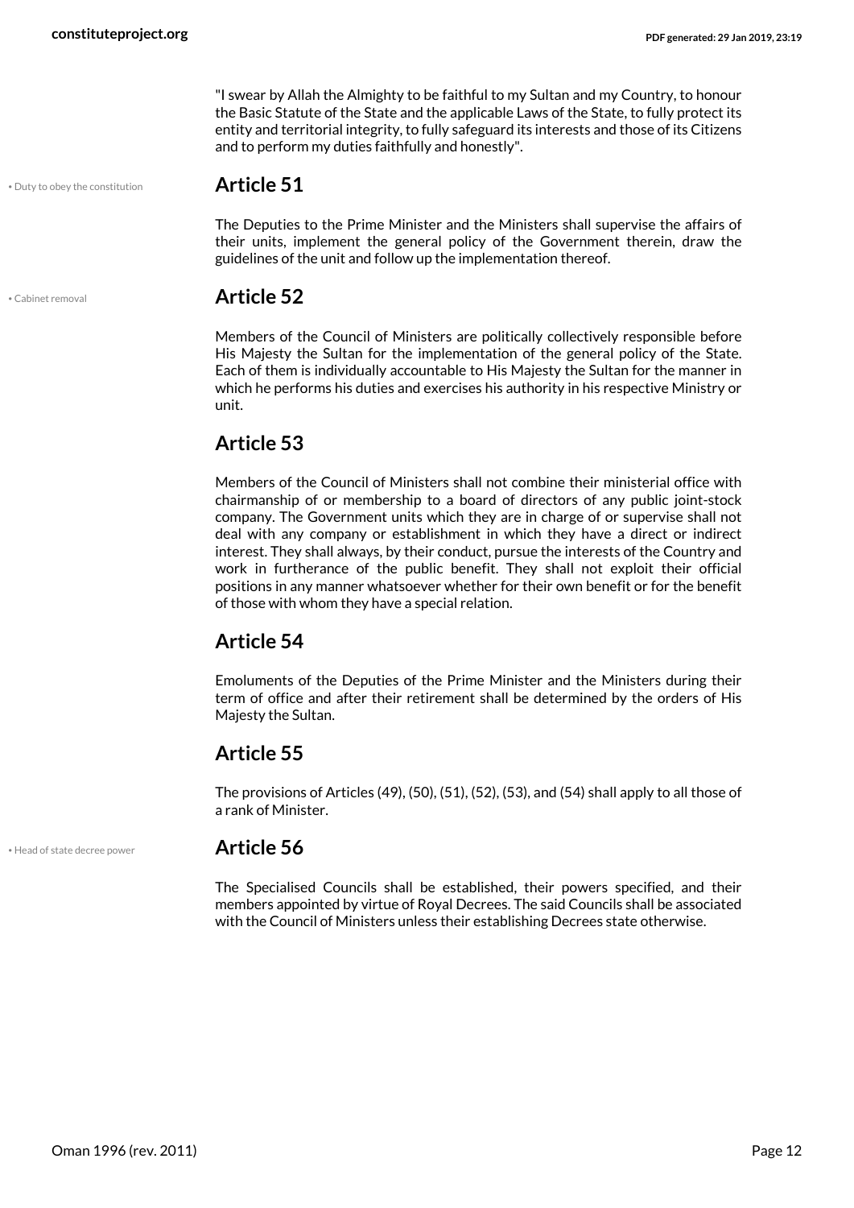"I swear by Allah the Almighty to be faithful to my Sultan and my Country, to honour the Basic Statute of the State and the applicable Laws of the State, to fully protect its entity and territorial integrity, to fully safeguard its interests and those of its Citizens and to perform my duties faithfully and honestly".

• Duty to obey the constitution

## Article 51

The Deputies to the Prime Minister and the Ministers shall supervise the affairs of their units, implement the general policy of the Government therein, draw the guidelines of the unit and follow up the implementation thereof.

• Cabinet removal

## Article 52

Members of the Council of Ministers are politically collectively responsible before His Majesty the Sultan for the implementation of the general policy of the State. Each of them is individually accountable to His Majesty the Sultan for the manner in which he performs his duties and exercises his authority in his respective Ministry or unit.

## Article 53

Members of the Council of Ministers shall not combine their ministerial office with chairmanship of or membership to a board of directors of any public joint-stock company. The Government units which they are in charge of or supervise shall not deal with any company or establishment in which they have a direct or indirect interest. They shall always, by their conduct, pursue the interests of the Country and work in furtherance of the public benefit. They shall not exploit their official positions in any manner whatsoever whether for their own benefit or for the benefit of those with whom they have a special relation.

## Article 54

Emoluments of the Deputies of the Prime Minister and the Ministers during their term of office and after their retirement shall be determined by the orders of His Majesty the Sultan.

## Article 55

The provisions of Articles (49), (50), (51), (52), (53), and (54) shall apply to all those of a rank of Minister.

• Head of state decree power

## Article 56

The Specialised Councils shall be established, their powers specified, and their members appointed by virtue of Royal Decrees. The said Councils shall be associated with the Council of Ministers unless their establishing Decrees state otherwise.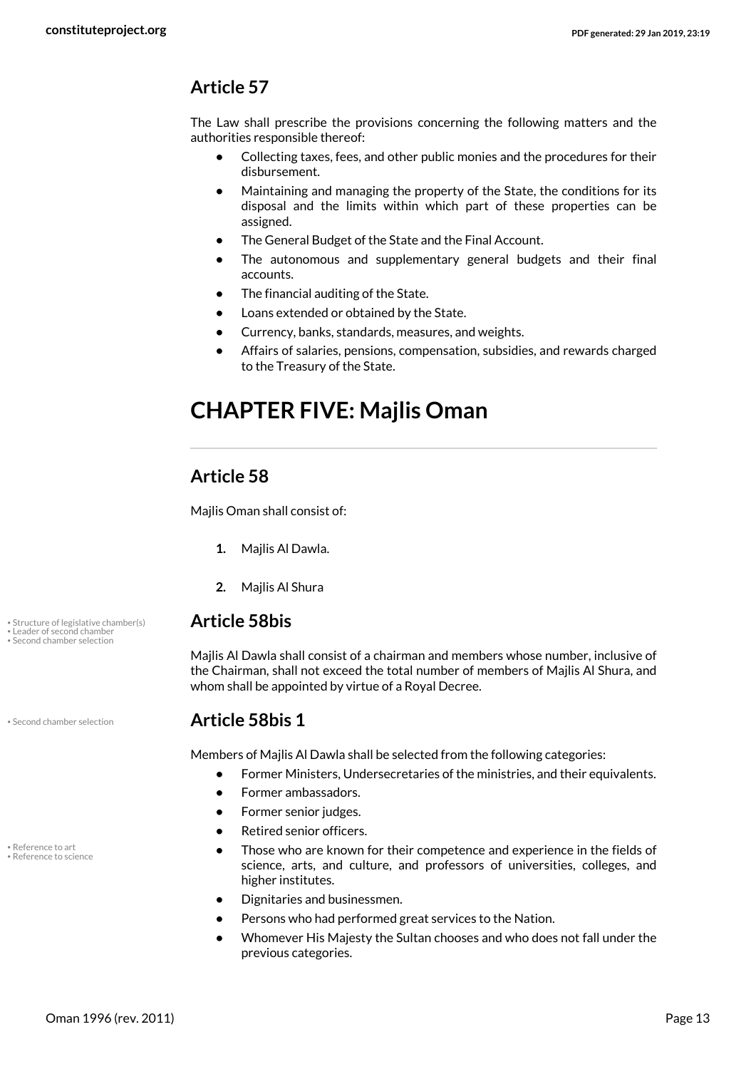## Article 57

The Law shall prescribe the provisions concerning the following matters and the authorities responsible thereof:

- Collecting taxes, fees, and other public monies and the procedures for their disbursement.
- Maintaining and managing the property of the State, the conditions for its disposal and the limits within which part of these properties can be assigned.
- The General Budget of the State and the Final Account.
- The autonomous and supplementary general budgets and their final accounts.
- The financial auditing of the State.
- Loans extended or obtained by the State.
- Currency, banks, standards, measures, and weights.
- Affairs of salaries, pensions, compensation, subsidies, and rewards charged to the Treasury of the State.

# CHAPTER FIVE: Majlis Oman

## Article 58

Majlis Oman shall consist of:

1. Majlis Al Dawla.
2. Majlis Al Shura

## Article 58bis

Majlis Al Dawla shall consist of a chairman and members whose number, inclusive of the Chairman, shall not exceed the total number of members of Majlis Al Shura, and whom shall be appointed by virtue of a Royal Decree.

## Article 58bis 1

Members of Majlis Al Dawla shall be selected from the following categories:

- Former Ministers, Undersecretaries of the ministries, and their equivalents.
- Former ambassadors.
- Former senior judges.
- Retired senior officers.
- Those who are known for their competence and experience in the fields of science, arts, and culture, and professors of universities, colleges, and higher institutes.
- Dignitaries and businessmen.
- Persons who had performed great services to the Nation.
- Whomever His Majesty the Sultan chooses and who does not fall under the previous categories.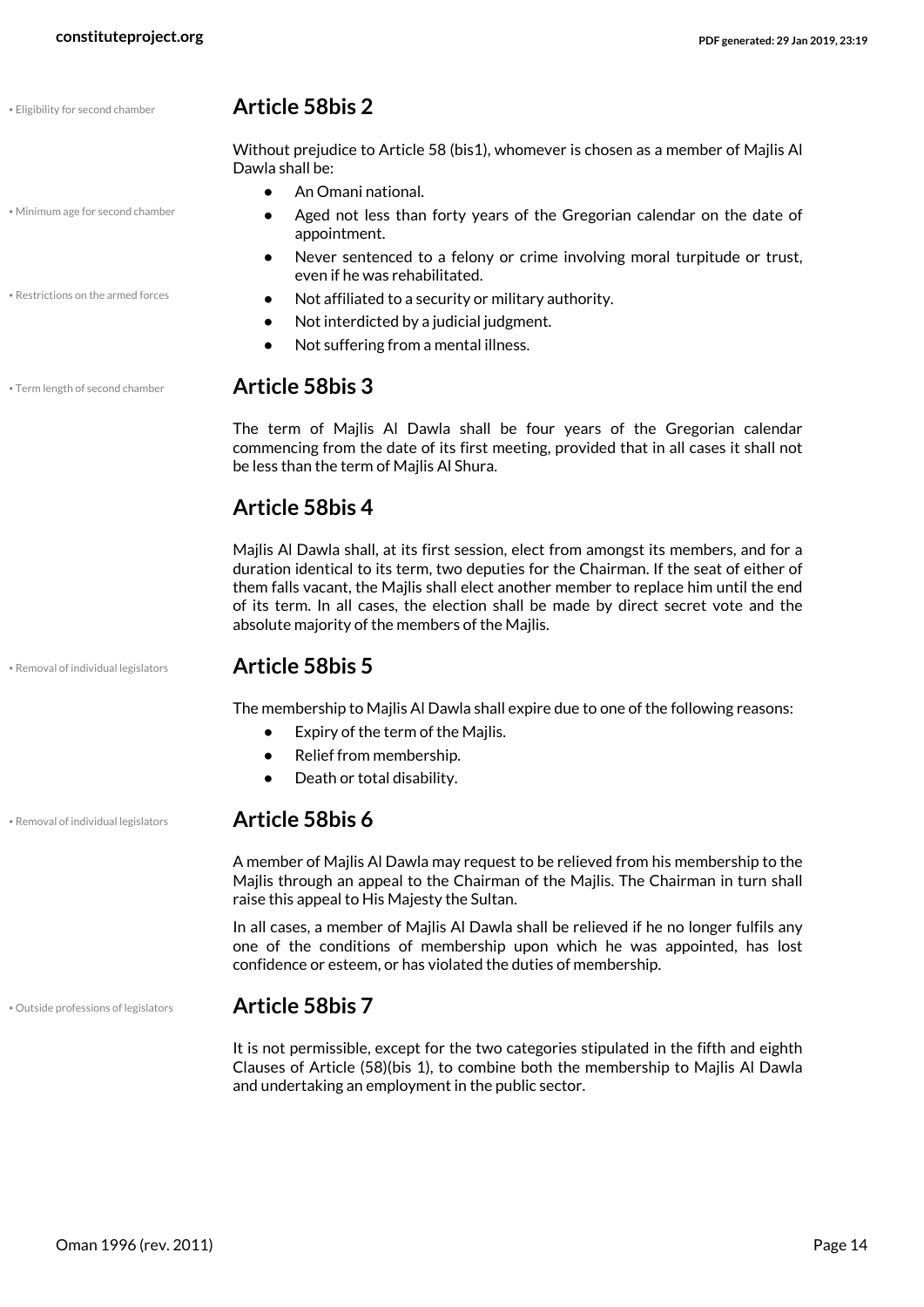## Article 58bis 2

Without prejudice to Article 58 (bis1), whomever is chosen as a member of Majlis Al Dawla shall be:

- An Omani national.
- Aged not less than forty years of the Gregorian calendar on the date of appointment.
- Never sentenced to a felony or crime involving moral turpitude or trust, even if he was rehabilitated.
- Not affiliated to a security or military authority.
- Not interdicted by a judicial judgment.
- Not suffering from a mental illness.

## Article 58bis 3

The term of Majlis Al Dawla shall be four years of the Gregorian calendar commencing from the date of its first meeting, provided that in all cases it shall not be less than the term of Majlis Al Shura.

## Article 58bis 4

Majlis Al Dawla shall, at its first session, elect from amongst its members, and for a duration identical to its term, two deputies for the Chairman. If the seat of either of them falls vacant, the Majlis shall elect another member to replace him until the end of its term. In all cases, the election shall be made by direct secret vote and the absolute majority of the members of the Majlis.

## Article 58bis 5

The membership to Majlis Al Dawla shall expire due to one of the following reasons:

- Expiry of the term of the Majlis.
- Relief from membership.
- Death or total disability.

## Article 58bis 6

A member of Majlis Al Dawla may request to be relieved from his membership to the Majlis through an appeal to the Chairman of the Majlis. The Chairman in turn shall raise this appeal to His Majesty the Sultan.

In all cases, a member of Majlis Al Dawla shall be relieved if he no longer fulfils any one of the conditions of membership upon which he was appointed, has lost confidence or esteem, or has violated the duties of membership.

## Article 58bis 7

It is not permissible, except for the two categories stipulated in the fifth and eighth Clauses of Article (58)(bis 1), to combine both the membership to Majlis Al Dawla and undertaking an employment in the public sector.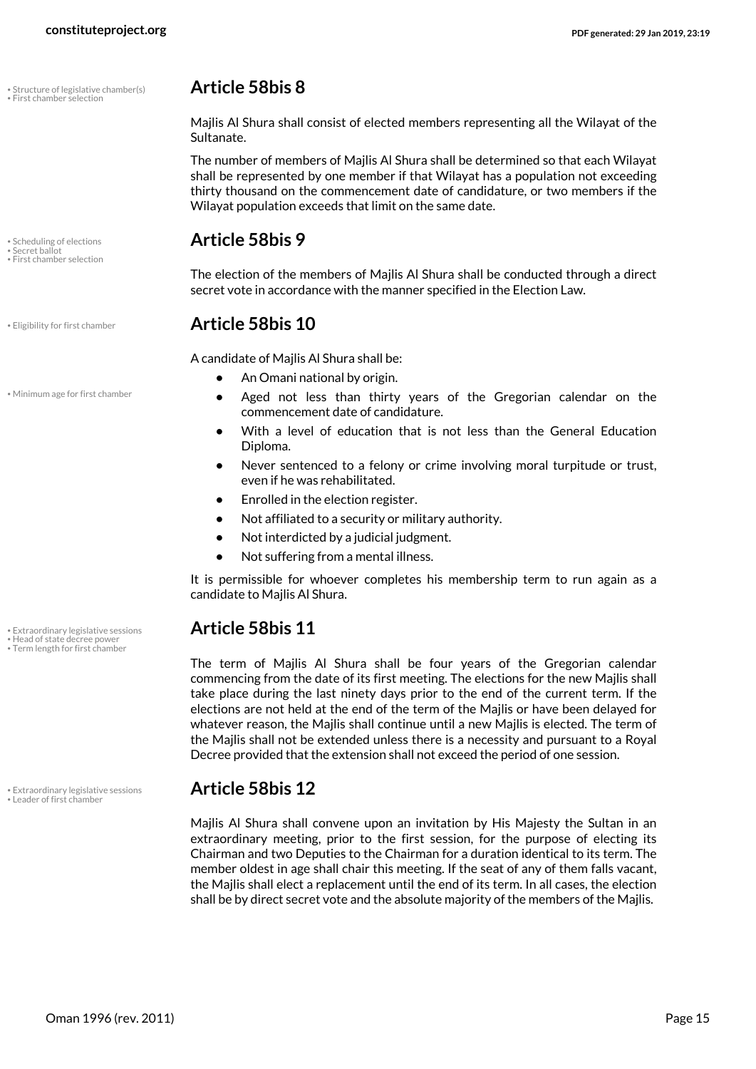## Article 58bis 8

Majlis Al Shura shall consist of elected members representing all the Wilayat of the Sultanate.

The number of members of Majlis Al Shura shall be determined so that each Wilayat shall be represented by one member if that Wilayat has a population not exceeding thirty thousand on the commencement date of candidature, or two members if the Wilayat population exceeds that limit on the same date.

## Article 58bis 9

The election of the members of Majlis Al Shura shall be conducted through a direct secret vote in accordance with the manner specified in the Election Law.

## Article 58bis 10

A candidate of Majlis Al Shura shall be:

- An Omani national by origin.
- Aged not less than thirty years of the Gregorian calendar on the commencement date of candidature.
- With a level of education that is not less than the General Education Diploma.
- Never sentenced to a felony or crime involving moral turpitude or trust, even if he was rehabilitated.
- Enrolled in the election register.
- Not affiliated to a security or military authority.
- Not interdicted by a judicial judgment.
- Not suffering from a mental illness.

It is permissible for whoever completes his membership term to run again as a candidate to Majlis Al Shura.

## Article 58bis 11

The term of Majlis Al Shura shall be four years of the Gregorian calendar commencing from the date of its first meeting. The elections for the new Majlis shall take place during the last ninety days prior to the end of the current term. If the elections are not held at the end of the term of the Majlis or have been delayed for whatever reason, the Majlis shall continue until a new Majlis is elected. The term of the Majlis shall not be extended unless there is a necessity and pursuant to a Royal Decree provided that the extension shall not exceed the period of one session.

## Article 58bis 12

Majlis Al Shura shall convene upon an invitation by His Majesty the Sultan in an extraordinary meeting, prior to the first session, for the purpose of electing its Chairman and two Deputies to the Chairman for a duration identical to its term. The member oldest in age shall chair this meeting. If the seat of any of them falls vacant, the Majlis shall elect a replacement until the end of its term. In all cases, the election shall be by direct secret vote and the absolute majority of the members of the Majlis.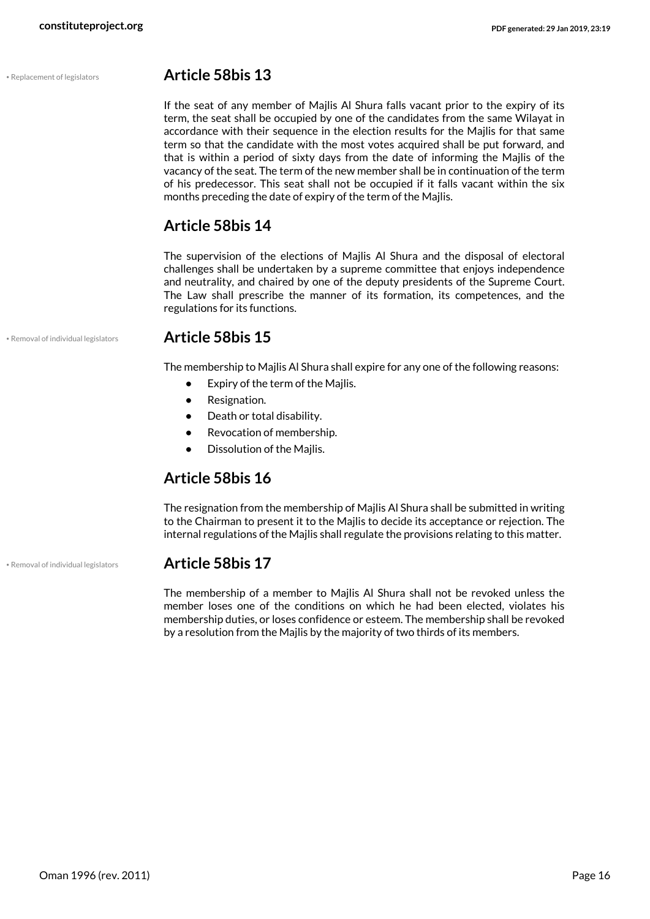• Replacement of legislators

## Article 58bis 13

If the seat of any member of Majlis Al Shura falls vacant prior to the expiry of its term, the seat shall be occupied by one of the candidates from the same Wilayat in accordance with their sequence in the election results for the Majlis for that same term so that the candidate with the most votes acquired shall be put forward, and that is within a period of sixty days from the date of informing the Majlis of the vacancy of the seat. The term of the new member shall be in continuation of the term of his predecessor. This seat shall not be occupied if it falls vacant within the six months preceding the date of expiry of the term of the Majlis.

## Article 58bis 14

The supervision of the elections of Majlis Al Shura and the disposal of electoral challenges shall be undertaken by a supreme committee that enjoys independence and neutrality, and chaired by one of the deputy presidents of the Supreme Court. The Law shall prescribe the manner of its formation, its competences, and the regulations for its functions.

• Removal of individual legislators

## Article 58bis 15

The membership to Majlis Al Shura shall expire for any one of the following reasons:

- Expiry of the term of the Majlis.
- Resignation.
- Death or total disability.
- Revocation of membership.
- Dissolution of the Majlis.

## Article 58bis 16

The resignation from the membership of Majlis Al Shura shall be submitted in writing to the Chairman to present it to the Majlis to decide its acceptance or rejection. The internal regulations of the Majlis shall regulate the provisions relating to this matter.

• Removal of individual legislators

## Article 58bis 17

The membership of a member to Majlis Al Shura shall not be revoked unless the member loses one of the conditions on which he had been elected, violates his membership duties, or loses confidence or esteem. The membership shall be revoked by a resolution from the Majlis by the majority of two thirds of its members.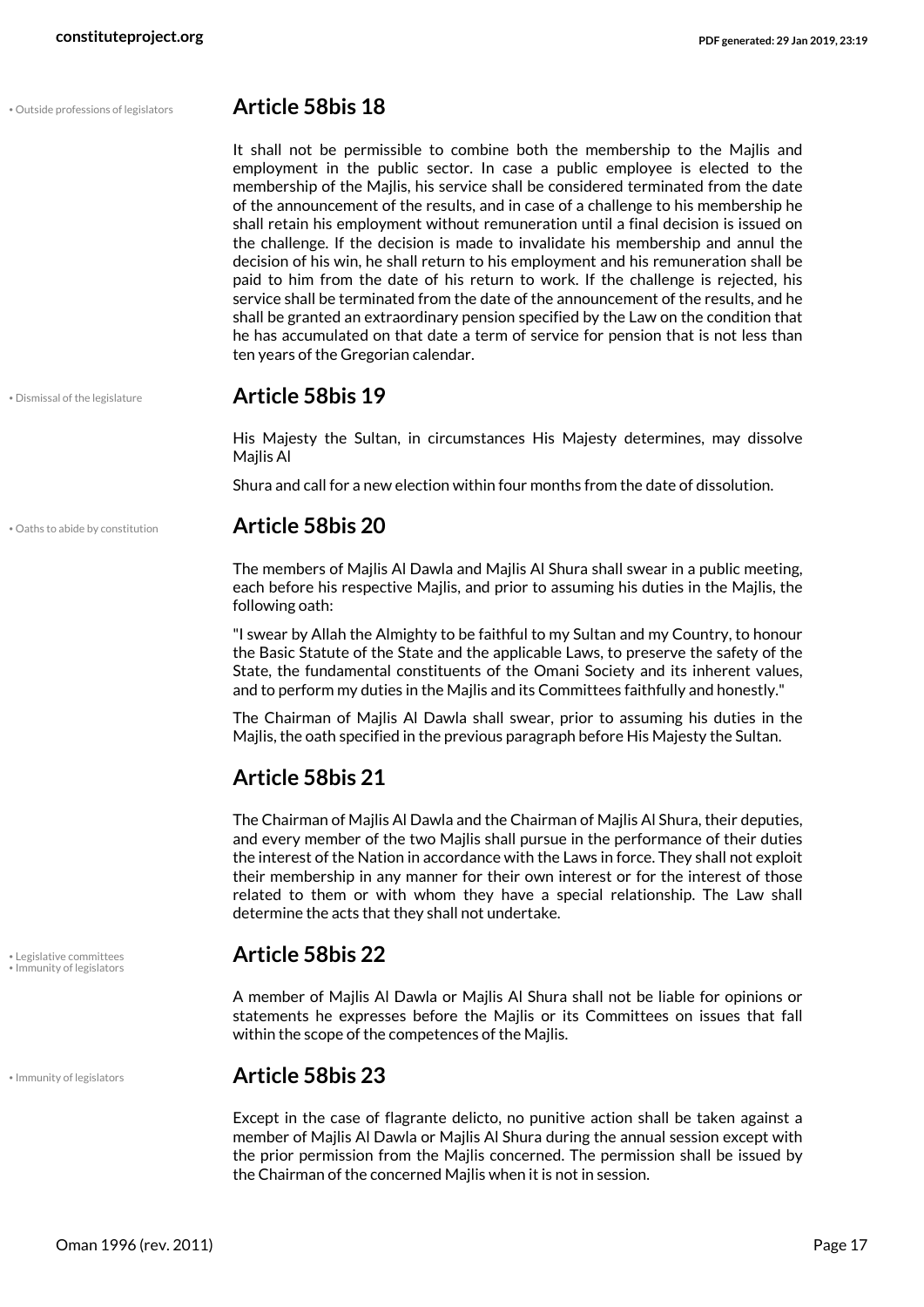• Outside professions of legislators

## Article 58bis 18

It shall not be permissible to combine both the membership to the Majlis and employment in the public sector. In case a public employee is elected to the membership of the Majlis, his service shall be considered terminated from the date of the announcement of the results, and in case of a challenge to his membership he shall retain his employment without remuneration until a final decision is issued on the challenge. If the decision is made to invalidate his membership and annul the decision of his win, he shall return to his employment and his remuneration shall be paid to him from the date of his return to work. If the challenge is rejected, his service shall be terminated from the date of the announcement of the results, and he shall be granted an extraordinary pension specified by the Law on the condition that he has accumulated on that date a term of service for pension that is not less than ten years of the Gregorian calendar.

• Dismissal of the legislature

## Article 58bis 19

His Majesty the Sultan, in circumstances His Majesty determines, may dissolve Majlis Al

Shura and call for a new election within four months from the date of dissolution.

• Oaths to abide by constitution

## Article 58bis 20

The members of Majlis Al Dawla and Majlis Al Shura shall swear in a public meeting, each before his respective Majlis, and prior to assuming his duties in the Majlis, the following oath:

"I swear by Allah the Almighty to be faithful to my Sultan and my Country, to honour the Basic Statute of the State and the applicable Laws, to preserve the safety of the State, the fundamental constituents of the Omani Society and its inherent values, and to perform my duties in the Majlis and its Committees faithfully and honestly."

The Chairman of Majlis Al Dawla shall swear, prior to assuming his duties in the Majlis, the oath specified in the previous paragraph before His Majesty the Sultan.

## Article 58bis 21

The Chairman of Majlis Al Dawla and the Chairman of Majlis Al Shura, their deputies, and every member of the two Majlis shall pursue in the performance of their duties the interest of the Nation in accordance with the Laws in force. They shall not exploit their membership in any manner for their own interest or for the interest of those related to them or with whom they have a special relationship. The Law shall determine the acts that they shall not undertake.

• Legislative committees
• Immunity of legislators

## Article 58bis 22

A member of Majlis Al Dawla or Majlis Al Shura shall not be liable for opinions or statements he expresses before the Majlis or its Committees on issues that fall within the scope of the competences of the Majlis.

• Immunity of legislators

## Article 58bis 23

Except in the case of flagrante delicto, no punitive action shall be taken against a member of Majlis Al Dawla or Majlis Al Shura during the annual session except with the prior permission from the Majlis concerned. The permission shall be issued by the Chairman of the concerned Majlis when it is not in session.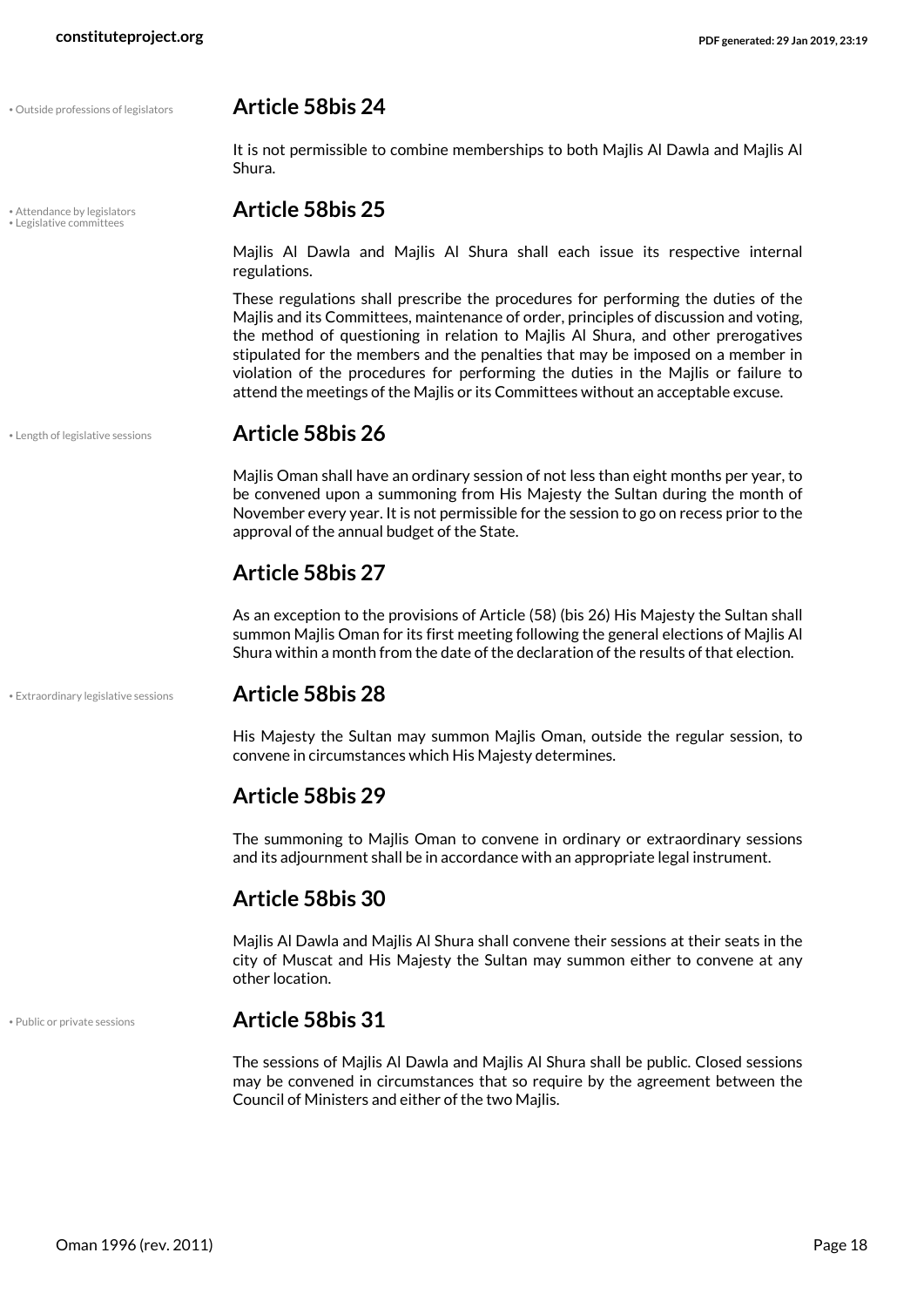• Outside professions of legislators

## Article 58bis 24

It is not permissible to combine memberships to both Majlis Al Dawla and Majlis Al Shura.

• Attendance by legislators
• Legislative committees

## Article 58bis 25

Majlis Al Dawla and Majlis Al Shura shall each issue its respective internal regulations.

These regulations shall prescribe the procedures for performing the duties of the Majlis and its Committees, maintenance of order, principles of discussion and voting, the method of questioning in relation to Majlis Al Shura, and other prerogatives stipulated for the members and the penalties that may be imposed on a member in violation of the procedures for performing the duties in the Majlis or failure to attend the meetings of the Majlis or its Committees without an acceptable excuse.

• Length of legislative sessions

## Article 58bis 26

Majlis Oman shall have an ordinary session of not less than eight months per year, to be convened upon a summoning from His Majesty the Sultan during the month of November every year. It is not permissible for the session to go on recess prior to the approval of the annual budget of the State.

## Article 58bis 27

As an exception to the provisions of Article (58) (bis 26) His Majesty the Sultan shall summon Majlis Oman for its first meeting following the general elections of Majlis Al Shura within a month from the date of the declaration of the results of that election.

• Extraordinary legislative sessions

## Article 58bis 28

His Majesty the Sultan may summon Majlis Oman, outside the regular session, to convene in circumstances which His Majesty determines.

## Article 58bis 29

The summoning to Majlis Oman to convene in ordinary or extraordinary sessions and its adjournment shall be in accordance with an appropriate legal instrument.

## Article 58bis 30

Majlis Al Dawla and Majlis Al Shura shall convene their sessions at their seats in the city of Muscat and His Majesty the Sultan may summon either to convene at any other location.

• Public or private sessions

## Article 58bis 31

The sessions of Majlis Al Dawla and Majlis Al Shura shall be public. Closed sessions may be convened in circumstances that so require by the agreement between the Council of Ministers and either of the two Majlis.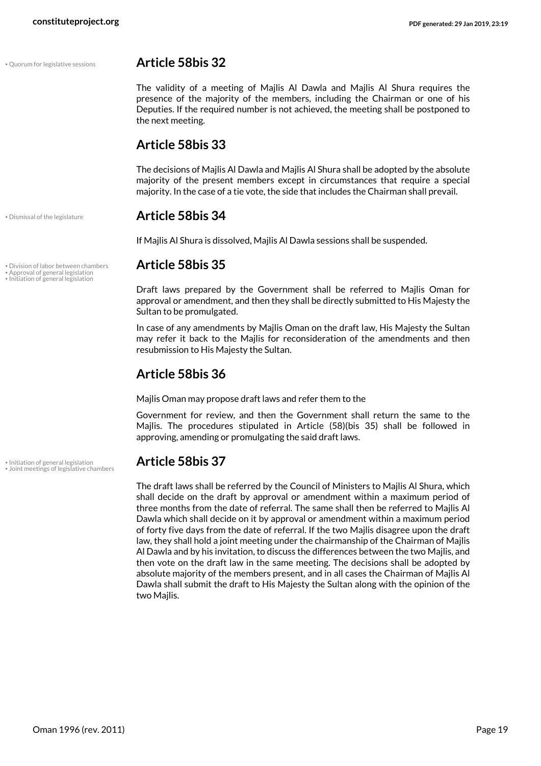• Quorum for legislative sessions

## Article 58bis 32

The validity of a meeting of Majlis Al Dawla and Majlis Al Shura requires the presence of the majority of the members, including the Chairman or one of his Deputies. If the required number is not achieved, the meeting shall be postponed to the next meeting.

## Article 58bis 33

The decisions of Majlis Al Dawla and Majlis Al Shura shall be adopted by the absolute majority of the present members except in circumstances that require a special majority. In the case of a tie vote, the side that includes the Chairman shall prevail.

• Dismissal of the legislature

## Article 58bis 34

If Majlis Al Shura is dissolved, Majlis Al Dawla sessions shall be suspended.

• Division of labor between chambers
• Approval of general legislation
• Initiation of general legislation

## Article 58bis 35

Draft laws prepared by the Government shall be referred to Majlis Oman for approval or amendment, and then they shall be directly submitted to His Majesty the Sultan to be promulgated.

In case of any amendments by Majlis Oman on the draft law, His Majesty the Sultan may refer it back to the Majlis for reconsideration of the amendments and then resubmission to His Majesty the Sultan.

## Article 58bis 36

Majlis Oman may propose draft laws and refer them to the

Government for review, and then the Government shall return the same to the Majlis. The procedures stipulated in Article (58)(bis 35) shall be followed in approving, amending or promulgating the said draft laws.

• Initiation of general legislation
• Joint meetings of legislative chambers

## Article 58bis 37

The draft laws shall be referred by the Council of Ministers to Majlis Al Shura, which shall decide on the draft by approval or amendment within a maximum period of three months from the date of referral. The same shall then be referred to Majlis Al Dawla which shall decide on it by approval or amendment within a maximum period of forty five days from the date of referral. If the two Majlis disagree upon the draft law, they shall hold a joint meeting under the chairmanship of the Chairman of Majlis Al Dawla and by his invitation, to discuss the differences between the two Majlis, and then vote on the draft law in the same meeting. The decisions shall be adopted by absolute majority of the members present, and in all cases the Chairman of Majlis Al Dawla shall submit the draft to His Majesty the Sultan along with the opinion of the two Majlis.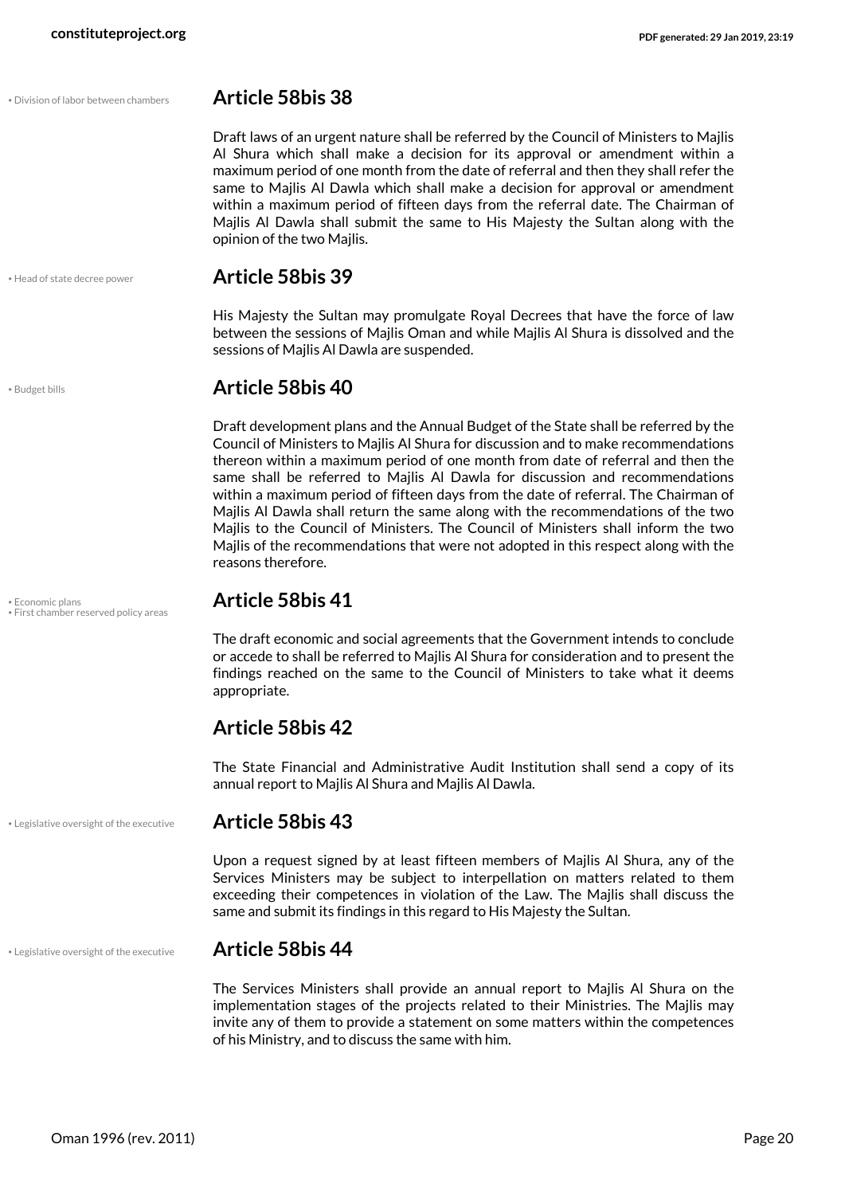• Division of labor between chambers

## Article 58bis 38

Draft laws of an urgent nature shall be referred by the Council of Ministers to Majlis Al Shura which shall make a decision for its approval or amendment within a maximum period of one month from the date of referral and then they shall refer the same to Majlis Al Dawla which shall make a decision for approval or amendment within a maximum period of fifteen days from the referral date. The Chairman of Majlis Al Dawla shall submit the same to His Majesty the Sultan along with the opinion of the two Majlis.

• Head of state decree power

## Article 58bis 39

His Majesty the Sultan may promulgate Royal Decrees that have the force of law between the sessions of Majlis Oman and while Majlis Al Shura is dissolved and the sessions of Majlis Al Dawla are suspended.

• Budget bills

## Article 58bis 40

Draft development plans and the Annual Budget of the State shall be referred by the Council of Ministers to Majlis Al Shura for discussion and to make recommendations thereon within a maximum period of one month from date of referral and then the same shall be referred to Majlis Al Dawla for discussion and recommendations within a maximum period of fifteen days from the date of referral. The Chairman of Majlis Al Dawla shall return the same along with the recommendations of the two Majlis to the Council of Ministers. The Council of Ministers shall inform the two Majlis of the recommendations that were not adopted in this respect along with the reasons therefore.

• Economic plans
• First chamber reserved policy areas

## Article 58bis 41

The draft economic and social agreements that the Government intends to conclude or accede to shall be referred to Majlis Al Shura for consideration and to present the findings reached on the same to the Council of Ministers to take what it deems appropriate.

## Article 58bis 42

The State Financial and Administrative Audit Institution shall send a copy of its annual report to Majlis Al Shura and Majlis Al Dawla.

• Legislative oversight of the executive

## Article 58bis 43

Upon a request signed by at least fifteen members of Majlis Al Shura, any of the Services Ministers may be subject to interpellation on matters related to them exceeding their competences in violation of the Law. The Majlis shall discuss the same and submit its findings in this regard to His Majesty the Sultan.

• Legislative oversight of the executive

## Article 58bis 44

The Services Ministers shall provide an annual report to Majlis Al Shura on the implementation stages of the projects related to their Ministries. The Majlis may invite any of them to provide a statement on some matters within the competences of his Ministry, and to discuss the same with him.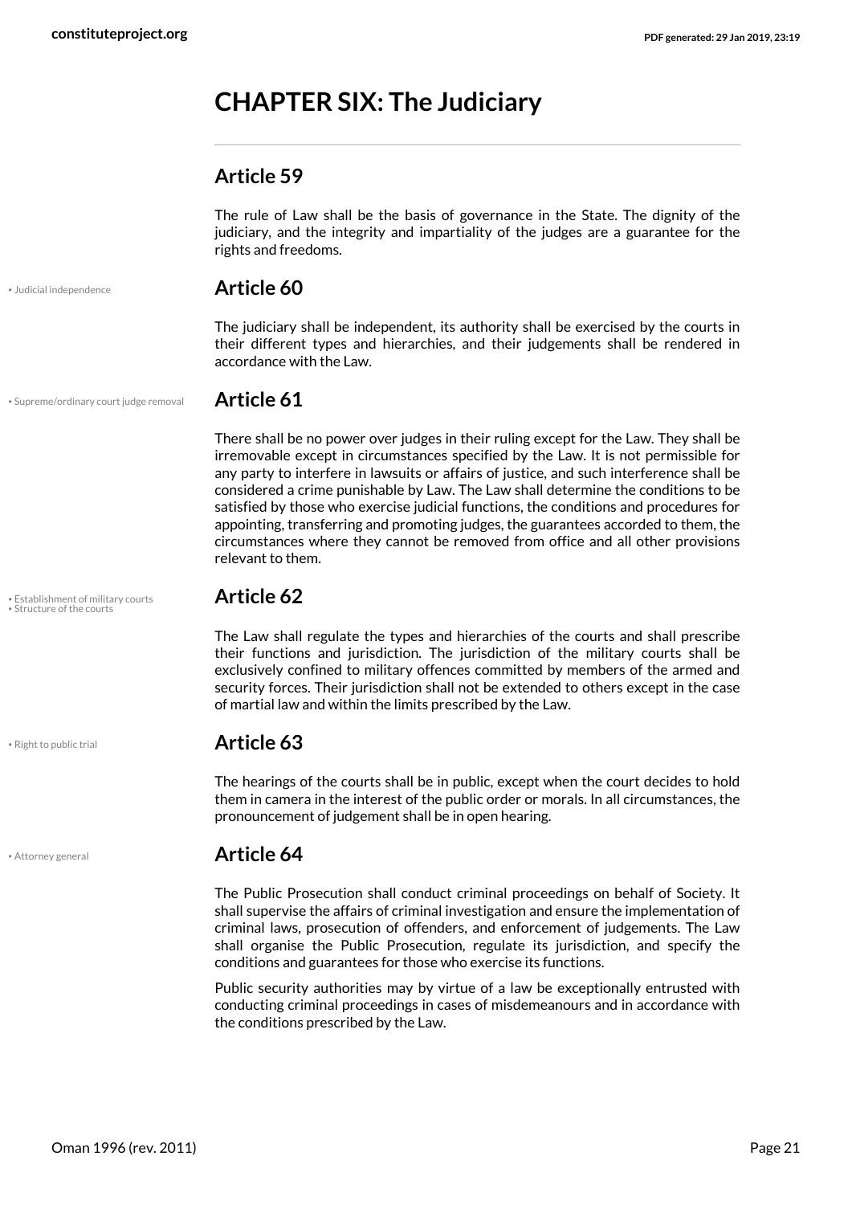# CHAPTER SIX: The Judiciary

## Article 59

The rule of Law shall be the basis of governance in the State. The dignity of the judiciary, and the integrity and impartiality of the judges are a guarantee for the rights and freedoms.

• Judicial independence

## Article 60

The judiciary shall be independent, its authority shall be exercised by the courts in their different types and hierarchies, and their judgements shall be rendered in accordance with the Law.

• Supreme/ordinary court judge removal

## Article 61

There shall be no power over judges in their ruling except for the Law. They shall be irremovable except in circumstances specified by the Law. It is not permissible for any party to interfere in lawsuits or affairs of justice, and such interference shall be considered a crime punishable by Law. The Law shall determine the conditions to be satisfied by those who exercise judicial functions, the conditions and procedures for appointing, transferring and promoting judges, the guarantees accorded to them, the circumstances where they cannot be removed from office and all other provisions relevant to them.

• Establishment of military courts
• Structure of the courts

## Article 62

The Law shall regulate the types and hierarchies of the courts and shall prescribe their functions and jurisdiction. The jurisdiction of the military courts shall be exclusively confined to military offences committed by members of the armed and security forces. Their jurisdiction shall not be extended to others except in the case of martial law and within the limits prescribed by the Law.

• Right to public trial

## Article 63

The hearings of the courts shall be in public, except when the court decides to hold them in camera in the interest of the public order or morals. In all circumstances, the pronouncement of judgement shall be in open hearing.

• Attorney general

## Article 64

The Public Prosecution shall conduct criminal proceedings on behalf of Society. It shall supervise the affairs of criminal investigation and ensure the implementation of criminal laws, prosecution of offenders, and enforcement of judgements. The Law shall organise the Public Prosecution, regulate its jurisdiction, and specify the conditions and guarantees for those who exercise its functions.

Public security authorities may by virtue of a law be exceptionally entrusted with conducting criminal proceedings in cases of misdemeanours and in accordance with the conditions prescribed by the Law.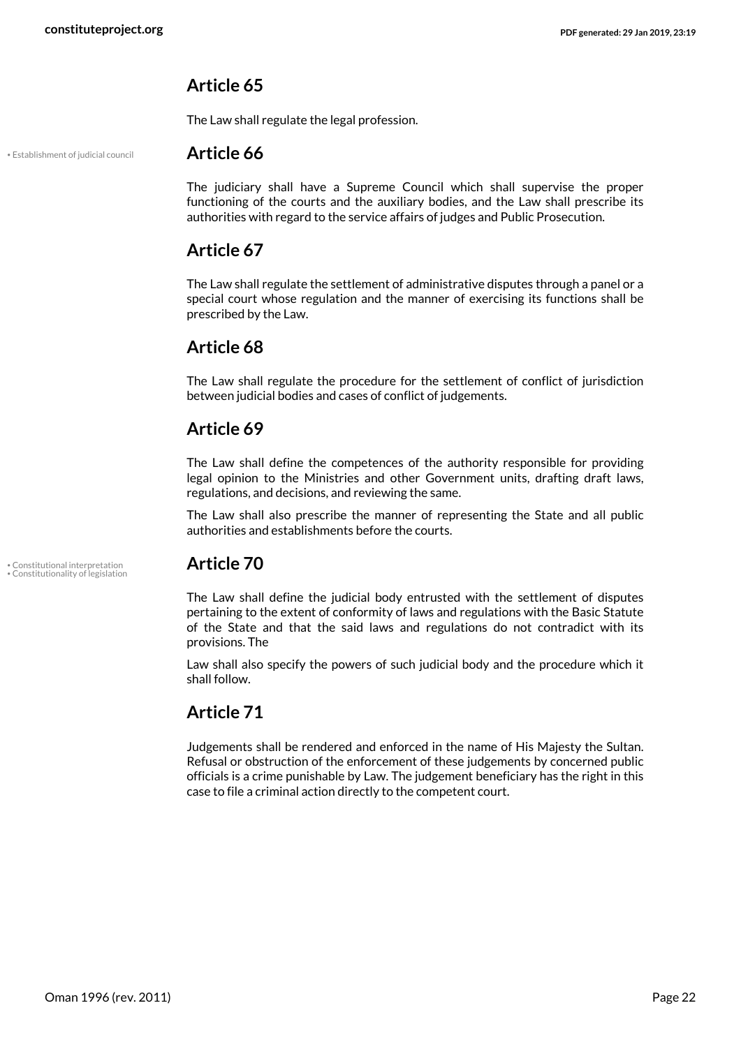## Article 65

The Law shall regulate the legal profession.

• Establishment of judicial council

## Article 66

The judiciary shall have a Supreme Council which shall supervise the proper functioning of the courts and the auxiliary bodies, and the Law shall prescribe its authorities with regard to the service affairs of judges and Public Prosecution.

## Article 67

The Law shall regulate the settlement of administrative disputes through a panel or a special court whose regulation and the manner of exercising its functions shall be prescribed by the Law.

## Article 68

The Law shall regulate the procedure for the settlement of conflict of jurisdiction between judicial bodies and cases of conflict of judgements.

## Article 69

The Law shall define the competences of the authority responsible for providing legal opinion to the Ministries and other Government units, drafting draft laws, regulations, and decisions, and reviewing the same.

The Law shall also prescribe the manner of representing the State and all public authorities and establishments before the courts.

• Constitutional interpretation
• Constitutionality of legislation

## Article 70

The Law shall define the judicial body entrusted with the settlement of disputes pertaining to the extent of conformity of laws and regulations with the Basic Statute of the State and that the said laws and regulations do not contradict with its provisions. The

Law shall also specify the powers of such judicial body and the procedure which it shall follow.

## Article 71

Judgements shall be rendered and enforced in the name of His Majesty the Sultan. Refusal or obstruction of the enforcement of these judgements by concerned public officials is a crime punishable by Law. The judgement beneficiary has the right in this case to file a criminal action directly to the competent court.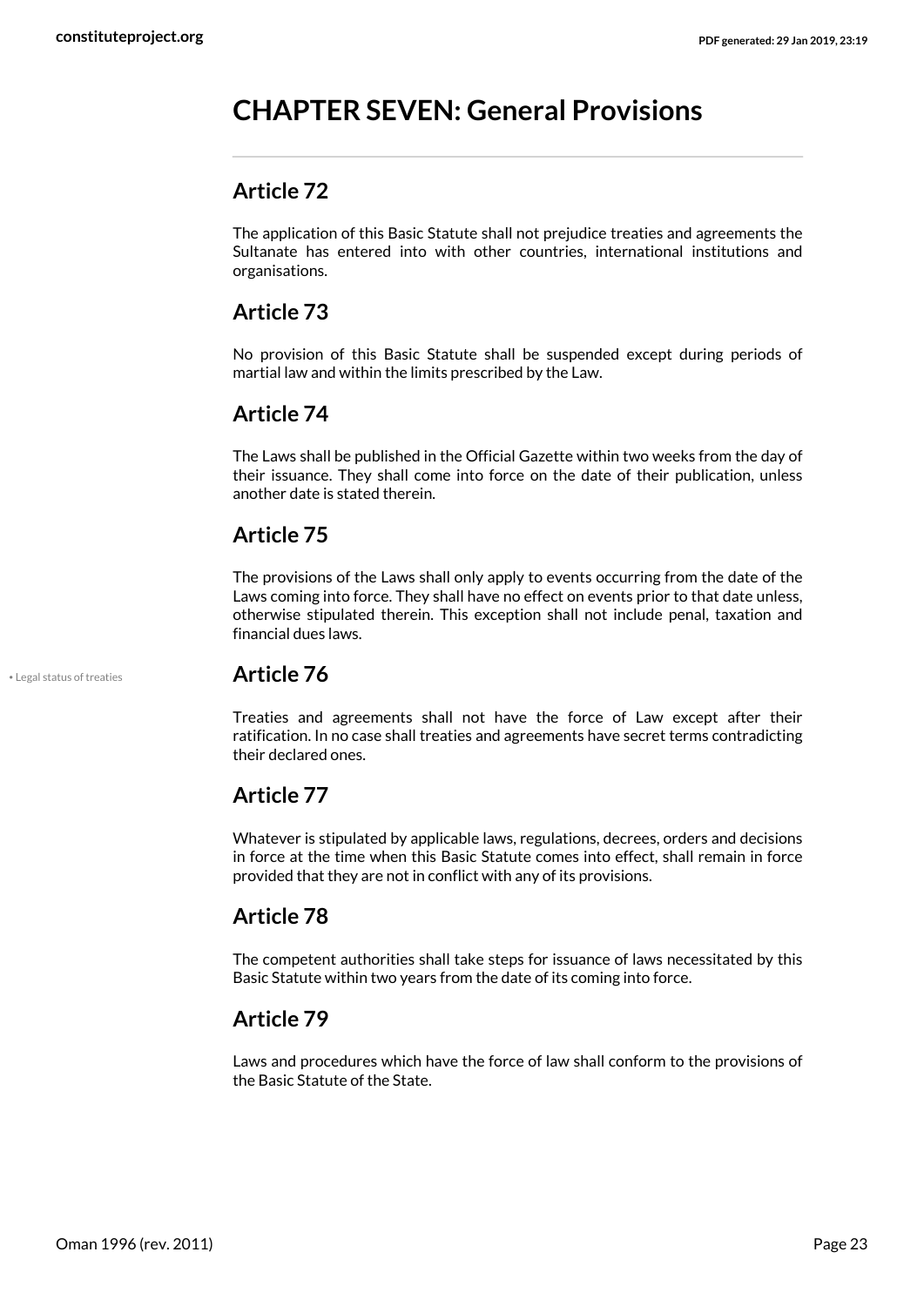# CHAPTER SEVEN: General Provisions

## Article 72

The application of this Basic Statute shall not prejudice treaties and agreements the Sultanate has entered into with other countries, international institutions and organisations.

## Article 73

No provision of this Basic Statute shall be suspended except during periods of martial law and within the limits prescribed by the Law.

## Article 74

The Laws shall be published in the Official Gazette within two weeks from the day of their issuance. They shall come into force on the date of their publication, unless another date is stated therein.

## Article 75

The provisions of the Laws shall only apply to events occurring from the date of the Laws coming into force. They shall have no effect on events prior to that date unless, otherwise stipulated therein. This exception shall not include penal, taxation and financial dues laws.

• Legal status of treaties

## Article 76

Treaties and agreements shall not have the force of Law except after their ratification. In no case shall treaties and agreements have secret terms contradicting their declared ones.

## Article 77

Whatever is stipulated by applicable laws, regulations, decrees, orders and decisions in force at the time when this Basic Statute comes into effect, shall remain in force provided that they are not in conflict with any of its provisions.

## Article 78

The competent authorities shall take steps for issuance of laws necessitated by this Basic Statute within two years from the date of its coming into force.

## Article 79

Laws and procedures which have the force of law shall conform to the provisions of the Basic Statute of the State.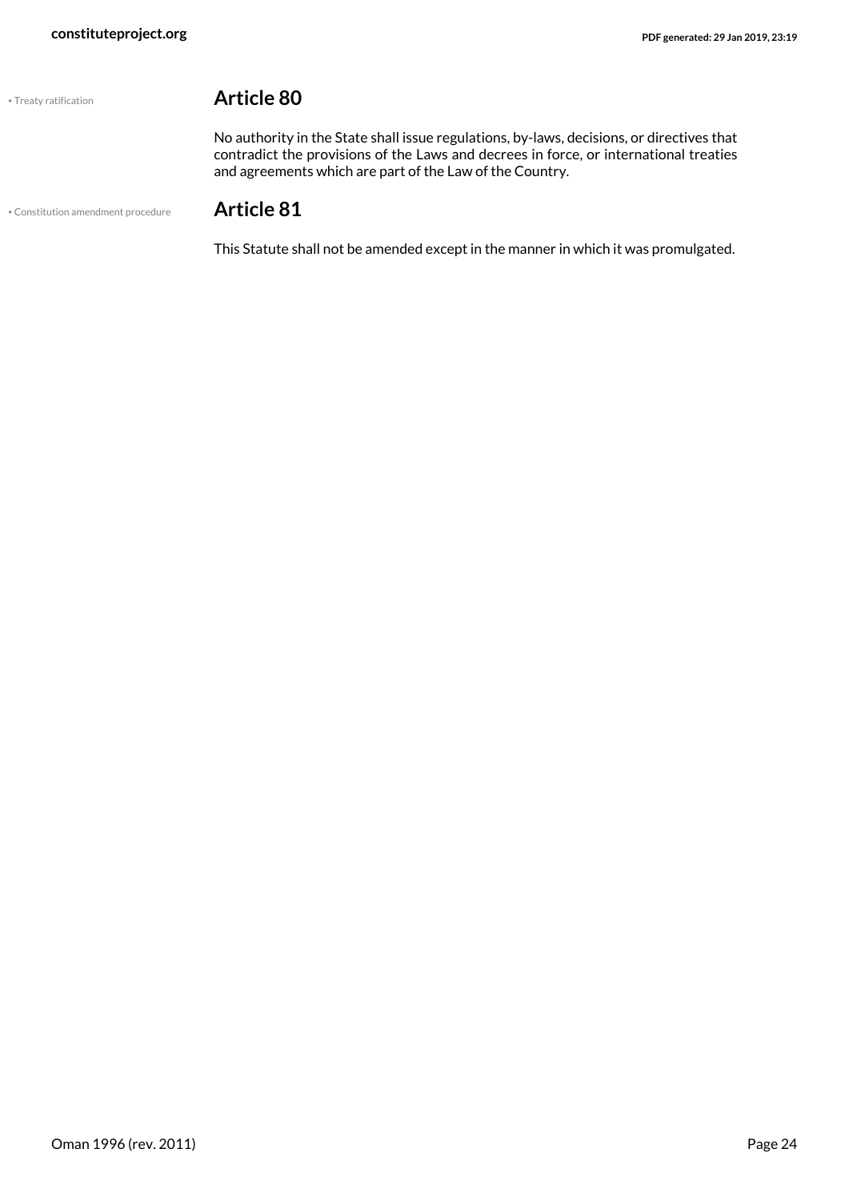• Treaty ratification

## Article 80

No authority in the State shall issue regulations, by-laws, decisions, or directives that contradict the provisions of the Laws and decrees in force, or international treaties and agreements which are part of the Law of the Country.

• Constitution amendment procedure

## Article 81

This Statute shall not be amended except in the manner in which it was promulgated.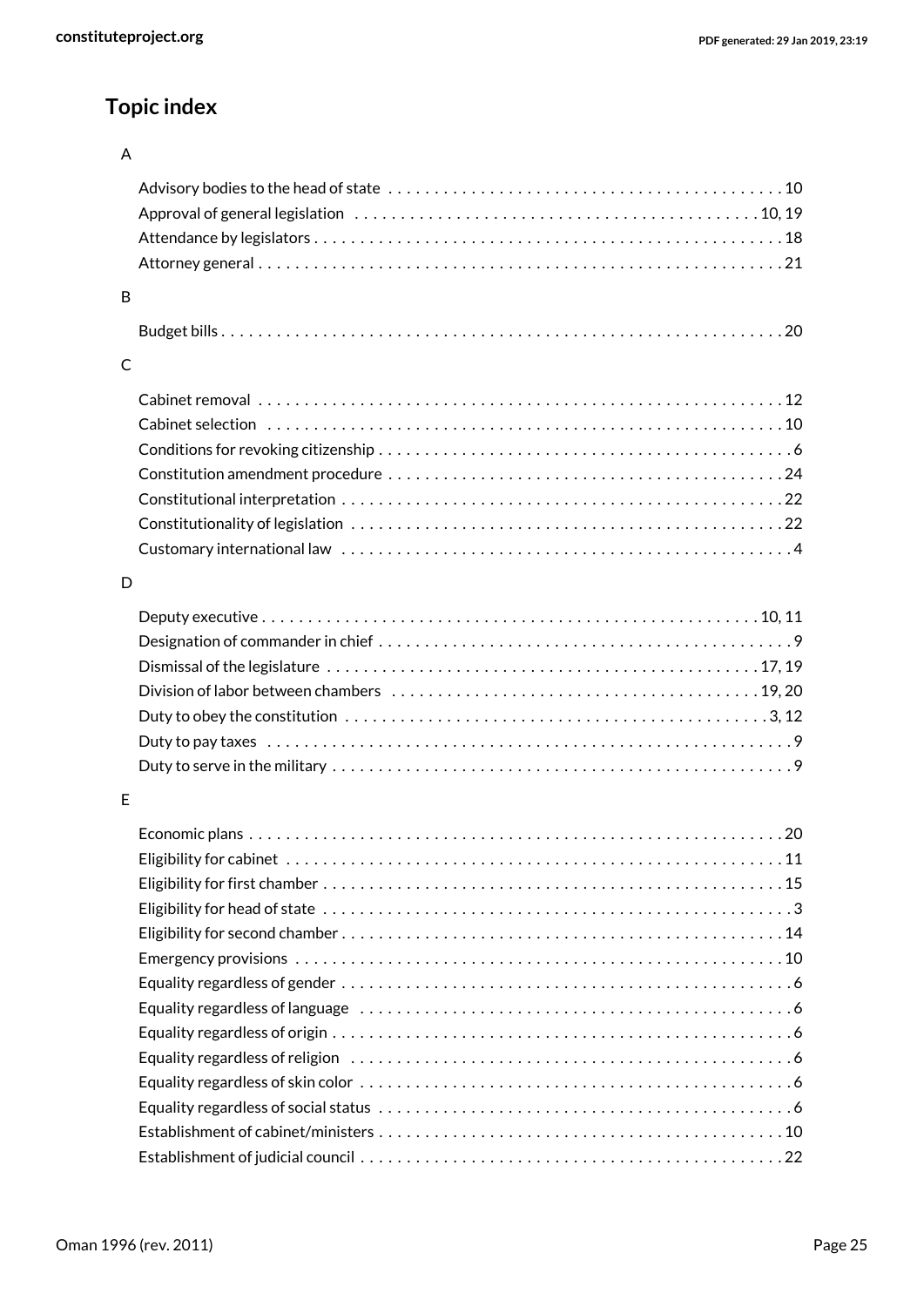## Topic index

### A

- Advisory bodies to the head of state . . . . . 10
- Approval of general legislation . . . . . 10, 19
- Attendance by legislators . . . . . 18
- Attorney general . . . . . 21

### B

- Budget bills . . . . . 20

### C

- Cabinet removal . . . . . 12
- Cabinet selection . . . . . 10
- Conditions for revoking citizenship . . . . . 6
- Constitution amendment procedure . . . . . 24
- Constitutional interpretation . . . . . 22
- Constitutionality of legislation . . . . . 22
- Customary international law . . . . . 4

### D

- Deputy executive . . . . . 10, 11
- Designation of commander in chief . . . . . 9
- Dismissal of the legislature . . . . . 17, 19
- Division of labor between chambers . . . . . 19, 20
- Duty to obey the constitution . . . . . 3, 12
- Duty to pay taxes . . . . . 9
- Duty to serve in the military . . . . . 9

### E

- Economic plans . . . . . 20
- Eligibility for cabinet . . . . . 11
- Eligibility for first chamber . . . . . 15
- Eligibility for head of state . . . . . 3
- Eligibility for second chamber . . . . . 14
- Emergency provisions . . . . . 10
- Equality regardless of gender . . . . . 6
- Equality regardless of language . . . . . 6
- Equality regardless of origin . . . . . 6
- Equality regardless of religion . . . . . 6
- Equality regardless of skin color . . . . . 6
- Equality regardless of social status . . . . . 6
- Establishment of cabinet/ministers . . . . . 10
- Establishment of judicial council . . . . . 22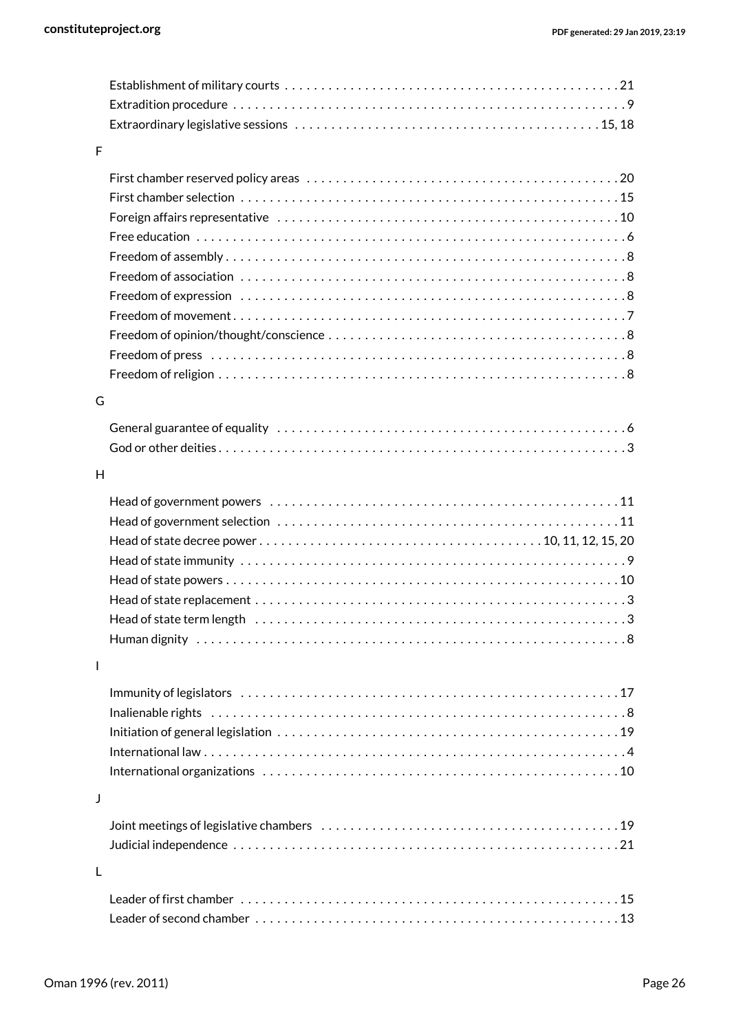Establishment of military courts . . . . . . . . . . . . . . . . . . . . . . . . . . . . . . . . . . . . . . . . . . . . . . 21
Extradition procedure . . . . . . . . . . . . . . . . . . . . . . . . . . . . . . . . . . . . . . . . . . . . . . . . . . . . . . . 9
Extraordinary legislative sessions . . . . . . . . . . . . . . . . . . . . . . . . . . . . . . . . . . . . . . . . . 15, 18

F

First chamber reserved policy areas . . . . . . . . . . . . . . . . . . . . . . . . . . . . . . . . . . . . . . . . . . 20
First chamber selection . . . . . . . . . . . . . . . . . . . . . . . . . . . . . . . . . . . . . . . . . . . . . . . . . . . . 15
Foreign affairs representative . . . . . . . . . . . . . . . . . . . . . . . . . . . . . . . . . . . . . . . . . . . . . . . 10
Free education . . . . . . . . . . . . . . . . . . . . . . . . . . . . . . . . . . . . . . . . . . . . . . . . . . . . . . . . . . . . 6
Freedom of assembly . . . . . . . . . . . . . . . . . . . . . . . . . . . . . . . . . . . . . . . . . . . . . . . . . . . . . . . 8
Freedom of association . . . . . . . . . . . . . . . . . . . . . . . . . . . . . . . . . . . . . . . . . . . . . . . . . . . . . 8
Freedom of expression . . . . . . . . . . . . . . . . . . . . . . . . . . . . . . . . . . . . . . . . . . . . . . . . . . . . . 8
Freedom of movement . . . . . . . . . . . . . . . . . . . . . . . . . . . . . . . . . . . . . . . . . . . . . . . . . . . . . . 7
Freedom of opinion/thought/conscience . . . . . . . . . . . . . . . . . . . . . . . . . . . . . . . . . . . . . . . . . 8
Freedom of press . . . . . . . . . . . . . . . . . . . . . . . . . . . . . . . . . . . . . . . . . . . . . . . . . . . . . . . . . . 8
Freedom of religion . . . . . . . . . . . . . . . . . . . . . . . . . . . . . . . . . . . . . . . . . . . . . . . . . . . . . . . . 8

G

General guarantee of equality . . . . . . . . . . . . . . . . . . . . . . . . . . . . . . . . . . . . . . . . . . . . . . . . 6
God or other deities . . . . . . . . . . . . . . . . . . . . . . . . . . . . . . . . . . . . . . . . . . . . . . . . . . . . . . . . 3

H

Head of government powers . . . . . . . . . . . . . . . . . . . . . . . . . . . . . . . . . . . . . . . . . . . . . . . . . 11
Head of government selection . . . . . . . . . . . . . . . . . . . . . . . . . . . . . . . . . . . . . . . . . . . . . . . 11
Head of state decree power . . . . . . . . . . . . . . . . . . . . . . . . . . . . . . . . . . . . . 10, 11, 12, 15, 20
Head of state immunity . . . . . . . . . . . . . . . . . . . . . . . . . . . . . . . . . . . . . . . . . . . . . . . . . . . . . 9
Head of state powers . . . . . . . . . . . . . . . . . . . . . . . . . . . . . . . . . . . . . . . . . . . . . . . . . . . . . . 10
Head of state replacement . . . . . . . . . . . . . . . . . . . . . . . . . . . . . . . . . . . . . . . . . . . . . . . . . . . 3
Head of state term length . . . . . . . . . . . . . . . . . . . . . . . . . . . . . . . . . . . . . . . . . . . . . . . . . . . 3
Human dignity . . . . . . . . . . . . . . . . . . . . . . . . . . . . . . . . . . . . . . . . . . . . . . . . . . . . . . . . . . . . 8

I

Immunity of legislators . . . . . . . . . . . . . . . . . . . . . . . . . . . . . . . . . . . . . . . . . . . . . . . . . . . . 17
Inalienable rights . . . . . . . . . . . . . . . . . . . . . . . . . . . . . . . . . . . . . . . . . . . . . . . . . . . . . . . . . . 8
Initiation of general legislation . . . . . . . . . . . . . . . . . . . . . . . . . . . . . . . . . . . . . . . . . . . . . . . 19
International law . . . . . . . . . . . . . . . . . . . . . . . . . . . . . . . . . . . . . . . . . . . . . . . . . . . . . . . . . . 4
International organizations . . . . . . . . . . . . . . . . . . . . . . . . . . . . . . . . . . . . . . . . . . . . . . . . . . 10

J

Joint meetings of legislative chambers . . . . . . . . . . . . . . . . . . . . . . . . . . . . . . . . . . . . . . . . . 19
Judicial independence . . . . . . . . . . . . . . . . . . . . . . . . . . . . . . . . . . . . . . . . . . . . . . . . . . . . . 21

L

Leader of first chamber . . . . . . . . . . . . . . . . . . . . . . . . . . . . . . . . . . . . . . . . . . . . . . . . . . . . 15
Leader of second chamber . . . . . . . . . . . . . . . . . . . . . . . . . . . . . . . . . . . . . . . . . . . . . . . . . . 13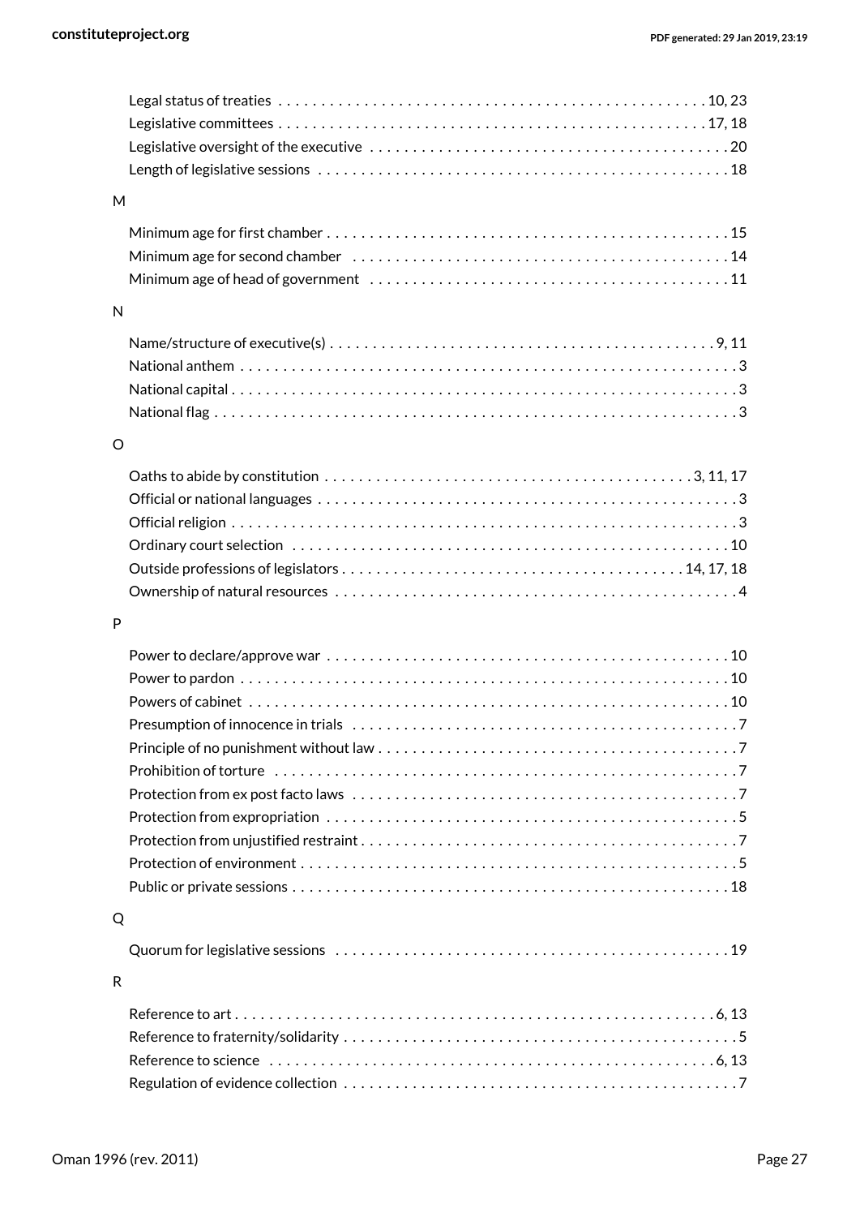Legal status of treaties . . . . . . . . . . . . . . . . . . . . . . . . . . . . . . . . . . . . . . . . . . . . . . . . . . 10, 23
Legislative committees . . . . . . . . . . . . . . . . . . . . . . . . . . . . . . . . . . . . . . . . . . . . . . . . . . 17, 18
Legislative oversight of the executive . . . . . . . . . . . . . . . . . . . . . . . . . . . . . . . . . . . . . . . . . 20
Length of legislative sessions . . . . . . . . . . . . . . . . . . . . . . . . . . . . . . . . . . . . . . . . . . . . . . . 18

M

Minimum age for first chamber . . . . . . . . . . . . . . . . . . . . . . . . . . . . . . . . . . . . . . . . . . . . . . 15
Minimum age for second chamber . . . . . . . . . . . . . . . . . . . . . . . . . . . . . . . . . . . . . . . . . . . 14
Minimum age of head of government . . . . . . . . . . . . . . . . . . . . . . . . . . . . . . . . . . . . . . . . . 11

N

Name/structure of executive(s) . . . . . . . . . . . . . . . . . . . . . . . . . . . . . . . . . . . . . . . . . . . . 9, 11
National anthem . . . . . . . . . . . . . . . . . . . . . . . . . . . . . . . . . . . . . . . . . . . . . . . . . . . . . . . . . . 3
National capital . . . . . . . . . . . . . . . . . . . . . . . . . . . . . . . . . . . . . . . . . . . . . . . . . . . . . . . . . . . 3
National flag . . . . . . . . . . . . . . . . . . . . . . . . . . . . . . . . . . . . . . . . . . . . . . . . . . . . . . . . . . . . . 3

O

Oaths to abide by constitution . . . . . . . . . . . . . . . . . . . . . . . . . . . . . . . . . . . . . . . . . . 3, 11, 17
Official or national languages . . . . . . . . . . . . . . . . . . . . . . . . . . . . . . . . . . . . . . . . . . . . . . . . 3
Official religion . . . . . . . . . . . . . . . . . . . . . . . . . . . . . . . . . . . . . . . . . . . . . . . . . . . . . . . . . . . 3
Ordinary court selection . . . . . . . . . . . . . . . . . . . . . . . . . . . . . . . . . . . . . . . . . . . . . . . . . . . 10
Outside professions of legislators . . . . . . . . . . . . . . . . . . . . . . . . . . . . . . . . . . . . . . . 14, 17, 18
Ownership of natural resources . . . . . . . . . . . . . . . . . . . . . . . . . . . . . . . . . . . . . . . . . . . . . . . 4

P

Power to declare/approve war . . . . . . . . . . . . . . . . . . . . . . . . . . . . . . . . . . . . . . . . . . . . . . . 10
Power to pardon . . . . . . . . . . . . . . . . . . . . . . . . . . . . . . . . . . . . . . . . . . . . . . . . . . . . . . . . . 10
Powers of cabinet . . . . . . . . . . . . . . . . . . . . . . . . . . . . . . . . . . . . . . . . . . . . . . . . . . . . . . . . 10
Presumption of innocence in trials . . . . . . . . . . . . . . . . . . . . . . . . . . . . . . . . . . . . . . . . . . . . . 7
Principle of no punishment without law . . . . . . . . . . . . . . . . . . . . . . . . . . . . . . . . . . . . . . . . . 7
Prohibition of torture . . . . . . . . . . . . . . . . . . . . . . . . . . . . . . . . . . . . . . . . . . . . . . . . . . . . . . . 7
Protection from ex post facto laws . . . . . . . . . . . . . . . . . . . . . . . . . . . . . . . . . . . . . . . . . . . . . 7
Protection from expropriation . . . . . . . . . . . . . . . . . . . . . . . . . . . . . . . . . . . . . . . . . . . . . . . . 5
Protection from unjustified restraint . . . . . . . . . . . . . . . . . . . . . . . . . . . . . . . . . . . . . . . . . . . . 7
Protection of environment . . . . . . . . . . . . . . . . . . . . . . . . . . . . . . . . . . . . . . . . . . . . . . . . . . . 5
Public or private sessions . . . . . . . . . . . . . . . . . . . . . . . . . . . . . . . . . . . . . . . . . . . . . . . . . . 18

Q

Quorum for legislative sessions . . . . . . . . . . . . . . . . . . . . . . . . . . . . . . . . . . . . . . . . . . . . . . 19

R

Reference to art . . . . . . . . . . . . . . . . . . . . . . . . . . . . . . . . . . . . . . . . . . . . . . . . . . . . . . . 6, 13
Reference to fraternity/solidarity . . . . . . . . . . . . . . . . . . . . . . . . . . . . . . . . . . . . . . . . . . . . . . 5
Reference to science . . . . . . . . . . . . . . . . . . . . . . . . . . . . . . . . . . . . . . . . . . . . . . . . . . . . 6, 13
Regulation of evidence collection . . . . . . . . . . . . . . . . . . . . . . . . . . . . . . . . . . . . . . . . . . . . . . 7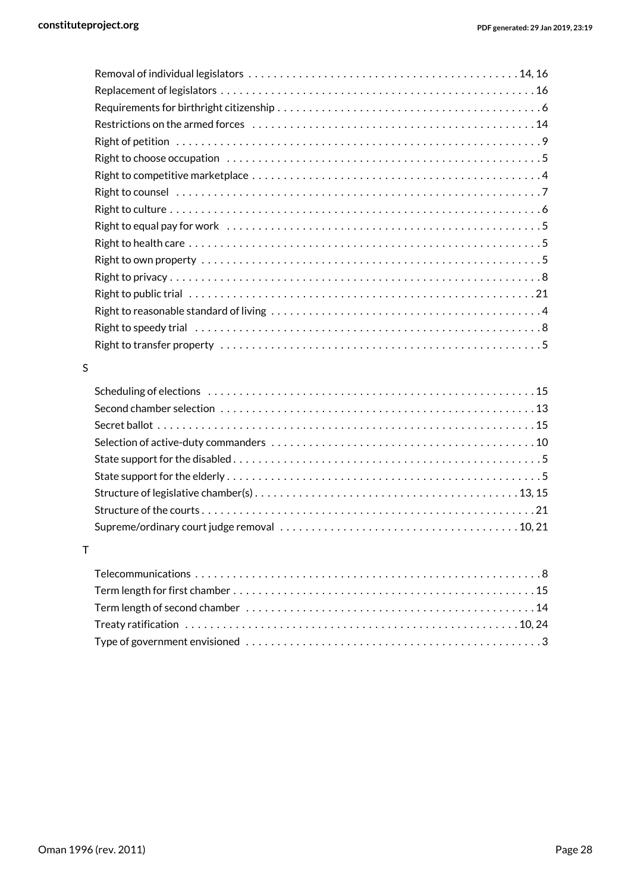Removal of individual legislators . . . . . . . . . . . . . . . . . . . . . . . . . . . . . . . . . . . . . . . . . . 14, 16
Replacement of legislators . . . . . . . . . . . . . . . . . . . . . . . . . . . . . . . . . . . . . . . . . . . . . . . . . 16
Requirements for birthright citizenship . . . . . . . . . . . . . . . . . . . . . . . . . . . . . . . . . . . . . . . . . 6
Restrictions on the armed forces . . . . . . . . . . . . . . . . . . . . . . . . . . . . . . . . . . . . . . . . . . . . 14
Right of petition . . . . . . . . . . . . . . . . . . . . . . . . . . . . . . . . . . . . . . . . . . . . . . . . . . . . . . . . 9
Right to choose occupation . . . . . . . . . . . . . . . . . . . . . . . . . . . . . . . . . . . . . . . . . . . . . . . . . 5
Right to competitive marketplace . . . . . . . . . . . . . . . . . . . . . . . . . . . . . . . . . . . . . . . . . . . . . 4
Right to counsel . . . . . . . . . . . . . . . . . . . . . . . . . . . . . . . . . . . . . . . . . . . . . . . . . . . . . . . . 7
Right to culture . . . . . . . . . . . . . . . . . . . . . . . . . . . . . . . . . . . . . . . . . . . . . . . . . . . . . . . . . 6
Right to equal pay for work . . . . . . . . . . . . . . . . . . . . . . . . . . . . . . . . . . . . . . . . . . . . . . . . . 5
Right to health care . . . . . . . . . . . . . . . . . . . . . . . . . . . . . . . . . . . . . . . . . . . . . . . . . . . . . . 5
Right to own property . . . . . . . . . . . . . . . . . . . . . . . . . . . . . . . . . . . . . . . . . . . . . . . . . . . . 5
Right to privacy . . . . . . . . . . . . . . . . . . . . . . . . . . . . . . . . . . . . . . . . . . . . . . . . . . . . . . . . . 8
Right to public trial . . . . . . . . . . . . . . . . . . . . . . . . . . . . . . . . . . . . . . . . . . . . . . . . . . . . . . 21
Right to reasonable standard of living . . . . . . . . . . . . . . . . . . . . . . . . . . . . . . . . . . . . . . . . . . 4
Right to speedy trial . . . . . . . . . . . . . . . . . . . . . . . . . . . . . . . . . . . . . . . . . . . . . . . . . . . . . . 8
Right to transfer property . . . . . . . . . . . . . . . . . . . . . . . . . . . . . . . . . . . . . . . . . . . . . . . . . . 5

S

Scheduling of elections . . . . . . . . . . . . . . . . . . . . . . . . . . . . . . . . . . . . . . . . . . . . . . . . . . . 15
Second chamber selection . . . . . . . . . . . . . . . . . . . . . . . . . . . . . . . . . . . . . . . . . . . . . . . . . 13
Secret ballot . . . . . . . . . . . . . . . . . . . . . . . . . . . . . . . . . . . . . . . . . . . . . . . . . . . . . . . . . . . 15
Selection of active-duty commanders . . . . . . . . . . . . . . . . . . . . . . . . . . . . . . . . . . . . . . . . . 10
State support for the disabled . . . . . . . . . . . . . . . . . . . . . . . . . . . . . . . . . . . . . . . . . . . . . . . . 5
State support for the elderly . . . . . . . . . . . . . . . . . . . . . . . . . . . . . . . . . . . . . . . . . . . . . . . . . 5
Structure of legislative chamber(s) . . . . . . . . . . . . . . . . . . . . . . . . . . . . . . . . . . . . . . . . . 13, 15
Structure of the courts . . . . . . . . . . . . . . . . . . . . . . . . . . . . . . . . . . . . . . . . . . . . . . . . . . . . 21
Supreme/ordinary court judge removal . . . . . . . . . . . . . . . . . . . . . . . . . . . . . . . . . . . . . 10, 21

T

Telecommunications . . . . . . . . . . . . . . . . . . . . . . . . . . . . . . . . . . . . . . . . . . . . . . . . . . . . . . 8
Term length for first chamber . . . . . . . . . . . . . . . . . . . . . . . . . . . . . . . . . . . . . . . . . . . . . . . 15
Term length of second chamber . . . . . . . . . . . . . . . . . . . . . . . . . . . . . . . . . . . . . . . . . . . . . 14
Treaty ratification . . . . . . . . . . . . . . . . . . . . . . . . . . . . . . . . . . . . . . . . . . . . . . . . . . . . . 10, 24
Type of government envisioned . . . . . . . . . . . . . . . . . . . . . . . . . . . . . . . . . . . . . . . . . . . . . . 3